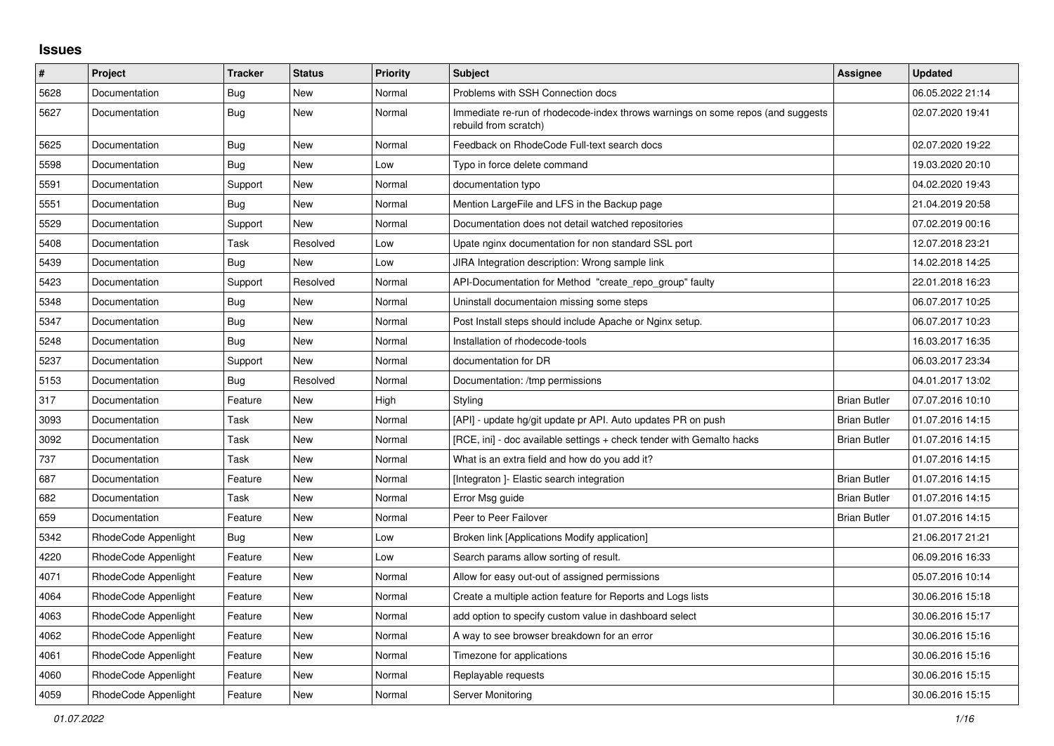## Issues

| # | Project | Tracker | Status | Priority | Subject | Assignee | Updated |
|---|---|---|---|---|---|---|---|
| 5628 | Documentation | Bug | New | Normal | Problems with SSH Connection docs | | 06.05.2022 21:14 |
| 5627 | Documentation | Bug | New | Normal | Immediate re-run of rhodecode-index throws warnings on some repos (and suggests rebuild from scratch) | | 02.07.2020 19:41 |
| 5625 | Documentation | Bug | New | Normal | Feedback on RhodeCode Full-text search docs | | 02.07.2020 19:22 |
| 5598 | Documentation | Bug | New | Low | Typo in force delete command | | 19.03.2020 20:10 |
| 5591 | Documentation | Support | New | Normal | documentation typo | | 04.02.2020 19:43 |
| 5551 | Documentation | Bug | New | Normal | Mention LargeFile and LFS in the Backup page | | 21.04.2019 20:58 |
| 5529 | Documentation | Support | New | Normal | Documentation does not detail watched repositories | | 07.02.2019 00:16 |
| 5408 | Documentation | Task | Resolved | Low | Upate nginx documentation for non standard SSL port | | 12.07.2018 23:21 |
| 5439 | Documentation | Bug | New | Low | JIRA Integration description: Wrong sample link | | 14.02.2018 14:25 |
| 5423 | Documentation | Support | Resolved | Normal | API-Documentation for Method "create_repo_group" faulty | | 22.01.2018 16:23 |
| 5348 | Documentation | Bug | New | Normal | Uninstall documentaion missing some steps | | 06.07.2017 10:25 |
| 5347 | Documentation | Bug | New | Normal | Post Install steps should include Apache or Nginx setup. | | 06.07.2017 10:23 |
| 5248 | Documentation | Bug | New | Normal | Installation of rhodecode-tools | | 16.03.2017 16:35 |
| 5237 | Documentation | Support | New | Normal | documentation for DR | | 06.03.2017 23:34 |
| 5153 | Documentation | Bug | Resolved | Normal | Documentation: /tmp permissions | | 04.01.2017 13:02 |
| 317 | Documentation | Feature | New | High | Styling | Brian Butler | 07.07.2016 10:10 |
| 3093 | Documentation | Task | New | Normal | [API] - update hg/git update pr API. Auto updates PR on push | Brian Butler | 01.07.2016 14:15 |
| 3092 | Documentation | Task | New | Normal | [RCE, ini] - doc available settings + check tender with Gemalto hacks | Brian Butler | 01.07.2016 14:15 |
| 737 | Documentation | Task | New | Normal | What is an extra field and how do you add it? | | 01.07.2016 14:15 |
| 687 | Documentation | Feature | New | Normal | [Integraton ]- Elastic search integration | Brian Butler | 01.07.2016 14:15 |
| 682 | Documentation | Task | New | Normal | Error Msg guide | Brian Butler | 01.07.2016 14:15 |
| 659 | Documentation | Feature | New | Normal | Peer to Peer Failover | Brian Butler | 01.07.2016 14:15 |
| 5342 | RhodeCode Appenlight | Bug | New | Low | Broken link [Applications Modify application] | | 21.06.2017 21:21 |
| 4220 | RhodeCode Appenlight | Feature | New | Low | Search params allow sorting of result. | | 06.09.2016 16:33 |
| 4071 | RhodeCode Appenlight | Feature | New | Normal | Allow for easy out-out of assigned permissions | | 05.07.2016 10:14 |
| 4064 | RhodeCode Appenlight | Feature | New | Normal | Create a multiple action feature for Reports and Logs lists | | 30.06.2016 15:18 |
| 4063 | RhodeCode Appenlight | Feature | New | Normal | add option to specify custom value in dashboard select | | 30.06.2016 15:17 |
| 4062 | RhodeCode Appenlight | Feature | New | Normal | A way to see browser breakdown for an error | | 30.06.2016 15:16 |
| 4061 | RhodeCode Appenlight | Feature | New | Normal | Timezone for applications | | 30.06.2016 15:16 |
| 4060 | RhodeCode Appenlight | Feature | New | Normal | Replayable requests | | 30.06.2016 15:15 |
| 4059 | RhodeCode Appenlight | Feature | New | Normal | Server Monitoring | | 30.06.2016 15:15 |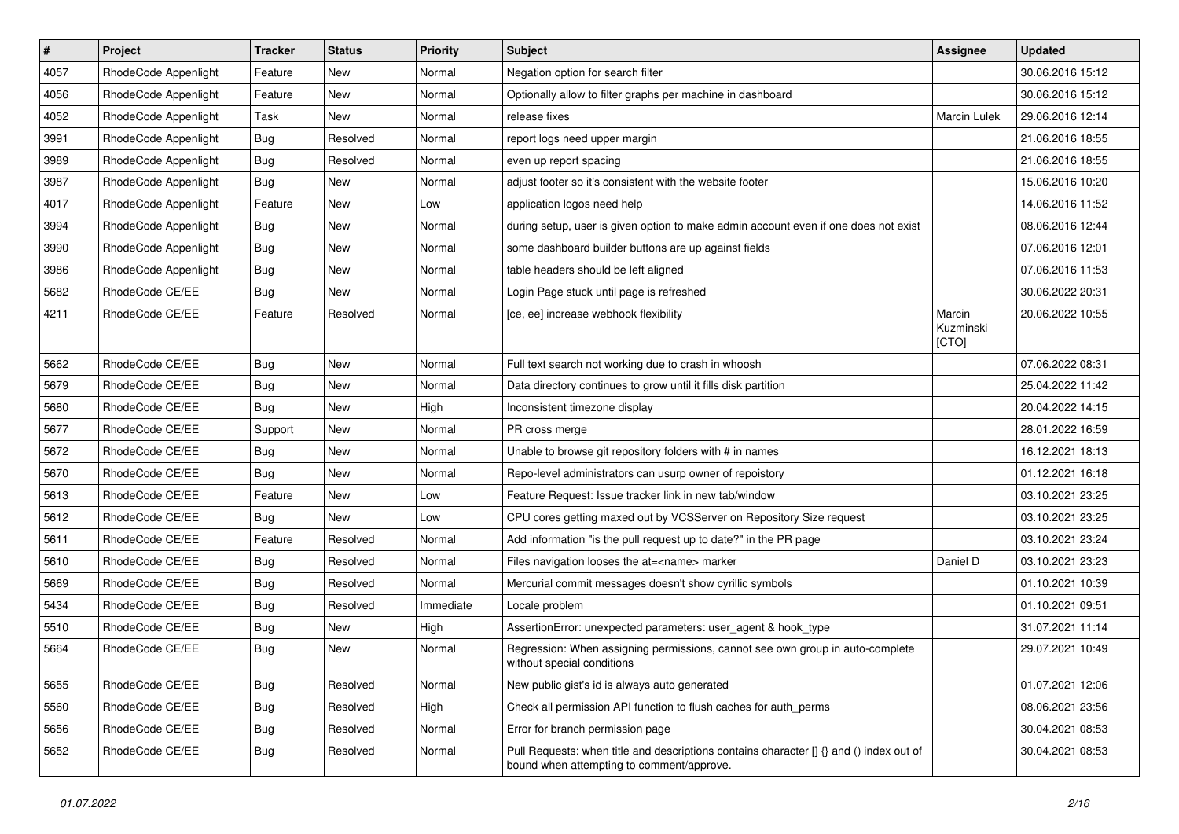| # | Project | Tracker | Status | Priority | Subject | Assignee | Updated |
|---|---|---|---|---|---|---|---|
| 4057 | RhodeCode Appenlight | Feature | New | Normal | Negation option for search filter | | 30.06.2016 15:12 |
| 4056 | RhodeCode Appenlight | Feature | New | Normal | Optionally allow to filter graphs per machine in dashboard | | 30.06.2016 15:12 |
| 4052 | RhodeCode Appenlight | Task | New | Normal | release fixes | Marcin Lulek | 29.06.2016 12:14 |
| 3991 | RhodeCode Appenlight | Bug | Resolved | Normal | report logs need upper margin | | 21.06.2016 18:55 |
| 3989 | RhodeCode Appenlight | Bug | Resolved | Normal | even up report spacing | | 21.06.2016 18:55 |
| 3987 | RhodeCode Appenlight | Bug | New | Normal | adjust footer so it's consistent with the website footer | | 15.06.2016 10:20 |
| 4017 | RhodeCode Appenlight | Feature | New | Low | application logos need help | | 14.06.2016 11:52 |
| 3994 | RhodeCode Appenlight | Bug | New | Normal | during setup, user is given option to make admin account even if one does not exist | | 08.06.2016 12:44 |
| 3990 | RhodeCode Appenlight | Bug | New | Normal | some dashboard builder buttons are up against fields | | 07.06.2016 12:01 |
| 3986 | RhodeCode Appenlight | Bug | New | Normal | table headers should be left aligned | | 07.06.2016 11:53 |
| 5682 | RhodeCode CE/EE | Bug | New | Normal | Login Page stuck until page is refreshed | | 30.06.2022 20:31 |
| 4211 | RhodeCode CE/EE | Feature | Resolved | Normal | [ce, ee] increase webhook flexibility | Marcin Kuzminski [CTO] | 20.06.2022 10:55 |
| 5662 | RhodeCode CE/EE | Bug | New | Normal | Full text search not working due to crash in whoosh | | 07.06.2022 08:31 |
| 5679 | RhodeCode CE/EE | Bug | New | Normal | Data directory continues to grow until it fills disk partition | | 25.04.2022 11:42 |
| 5680 | RhodeCode CE/EE | Bug | New | High | Inconsistent timezone display | | 20.04.2022 14:15 |
| 5677 | RhodeCode CE/EE | Support | New | Normal | PR cross merge | | 28.01.2022 16:59 |
| 5672 | RhodeCode CE/EE | Bug | New | Normal | Unable to browse git repository folders with # in names | | 16.12.2021 18:13 |
| 5670 | RhodeCode CE/EE | Bug | New | Normal | Repo-level administrators can usurp owner of repoistory | | 01.12.2021 16:18 |
| 5613 | RhodeCode CE/EE | Feature | New | Low | Feature Request: Issue tracker link in new tab/window | | 03.10.2021 23:25 |
| 5612 | RhodeCode CE/EE | Bug | New | Low | CPU cores getting maxed out by VCSServer on Repository Size request | | 03.10.2021 23:25 |
| 5611 | RhodeCode CE/EE | Feature | Resolved | Normal | Add information "is the pull request up to date?" in the PR page | | 03.10.2021 23:24 |
| 5610 | RhodeCode CE/EE | Bug | Resolved | Normal | Files navigation looses the at=<name> marker | Daniel D | 03.10.2021 23:23 |
| 5669 | RhodeCode CE/EE | Bug | Resolved | Normal | Mercurial commit messages doesn't show cyrillic symbols | | 01.10.2021 10:39 |
| 5434 | RhodeCode CE/EE | Bug | Resolved | Immediate | Locale problem | | 01.10.2021 09:51 |
| 5510 | RhodeCode CE/EE | Bug | New | High | AssertionError: unexpected parameters: user_agent & hook_type | | 31.07.2021 11:14 |
| 5664 | RhodeCode CE/EE | Bug | New | Normal | Regression: When assigning permissions, cannot see own group in auto-complete without special conditions | | 29.07.2021 10:49 |
| 5655 | RhodeCode CE/EE | Bug | Resolved | Normal | New public gist's id is always auto generated | | 01.07.2021 12:06 |
| 5560 | RhodeCode CE/EE | Bug | Resolved | High | Check all permission API function to flush caches for auth_perms | | 08.06.2021 23:56 |
| 5656 | RhodeCode CE/EE | Bug | Resolved | Normal | Error for branch permission page | | 30.04.2021 08:53 |
| 5652 | RhodeCode CE/EE | Bug | Resolved | Normal | Pull Requests: when title and descriptions contains character [] {} and () index out of bound when attempting to comment/approve. | | 30.04.2021 08:53 |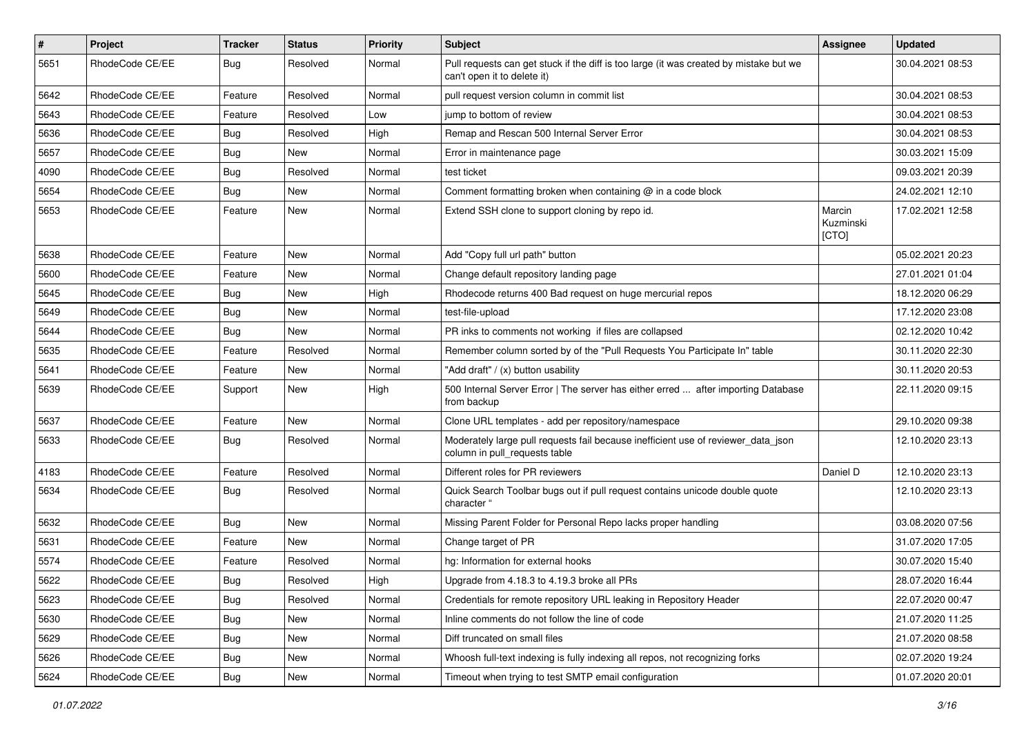| # | Project | Tracker | Status | Priority | Subject | Assignee | Updated |
|---|---|---|---|---|---|---|---|
| 5651 | RhodeCode CE/EE | Bug | Resolved | Normal | Pull requests can get stuck if the diff is too large (it was created by mistake but we can't open it to delete it) | | 30.04.2021 08:53 |
| 5642 | RhodeCode CE/EE | Feature | Resolved | Normal | pull request version column in commit list | | 30.04.2021 08:53 |
| 5643 | RhodeCode CE/EE | Feature | Resolved | Low | jump to bottom of review | | 30.04.2021 08:53 |
| 5636 | RhodeCode CE/EE | Bug | Resolved | High | Remap and Rescan 500 Internal Server Error | | 30.04.2021 08:53 |
| 5657 | RhodeCode CE/EE | Bug | New | Normal | Error in maintenance page | | 30.03.2021 15:09 |
| 4090 | RhodeCode CE/EE | Bug | Resolved | Normal | test ticket | | 09.03.2021 20:39 |
| 5654 | RhodeCode CE/EE | Bug | New | Normal | Comment formatting broken when containing @ in a code block | | 24.02.2021 12:10 |
| 5653 | RhodeCode CE/EE | Feature | New | Normal | Extend SSH clone to support cloning by repo id. | Marcin Kuzminski [CTO] | 17.02.2021 12:58 |
| 5638 | RhodeCode CE/EE | Feature | New | Normal | Add "Copy full url path" button | | 05.02.2021 20:23 |
| 5600 | RhodeCode CE/EE | Feature | New | Normal | Change default repository landing page | | 27.01.2021 01:04 |
| 5645 | RhodeCode CE/EE | Bug | New | High | Rhodecode returns 400 Bad request on huge mercurial repos | | 18.12.2020 06:29 |
| 5649 | RhodeCode CE/EE | Bug | New | Normal | test-file-upload | | 17.12.2020 23:08 |
| 5644 | RhodeCode CE/EE | Bug | New | Normal | PR inks to comments not working if files are collapsed | | 02.12.2020 10:42 |
| 5635 | RhodeCode CE/EE | Feature | Resolved | Normal | Remember column sorted by of the "Pull Requests You Participate In" table | | 30.11.2020 22:30 |
| 5641 | RhodeCode CE/EE | Feature | New | Normal | "Add draft" / (x) button usability | | 30.11.2020 20:53 |
| 5639 | RhodeCode CE/EE | Support | New | High | 500 Internal Server Error \| The server has either erred ... after importing Database from backup | | 22.11.2020 09:15 |
| 5637 | RhodeCode CE/EE | Feature | New | Normal | Clone URL templates - add per repository/namespace | | 29.10.2020 09:38 |
| 5633 | RhodeCode CE/EE | Bug | Resolved | Normal | Moderately large pull requests fail because inefficient use of reviewer_data_json column in pull_requests table | | 12.10.2020 23:13 |
| 4183 | RhodeCode CE/EE | Feature | Resolved | Normal | Different roles for PR reviewers | Daniel D | 12.10.2020 23:13 |
| 5634 | RhodeCode CE/EE | Bug | Resolved | Normal | Quick Search Toolbar bugs out if pull request contains unicode double quote character " | | 12.10.2020 23:13 |
| 5632 | RhodeCode CE/EE | Bug | New | Normal | Missing Parent Folder for Personal Repo lacks proper handling | | 03.08.2020 07:56 |
| 5631 | RhodeCode CE/EE | Feature | New | Normal | Change target of PR | | 31.07.2020 17:05 |
| 5574 | RhodeCode CE/EE | Feature | Resolved | Normal | hg: Information for external hooks | | 30.07.2020 15:40 |
| 5622 | RhodeCode CE/EE | Bug | Resolved | High | Upgrade from 4.18.3 to 4.19.3 broke all PRs | | 28.07.2020 16:44 |
| 5623 | RhodeCode CE/EE | Bug | Resolved | Normal | Credentials for remote repository URL leaking in Repository Header | | 22.07.2020 00:47 |
| 5630 | RhodeCode CE/EE | Bug | New | Normal | Inline comments do not follow the line of code | | 21.07.2020 11:25 |
| 5629 | RhodeCode CE/EE | Bug | New | Normal | Diff truncated on small files | | 21.07.2020 08:58 |
| 5626 | RhodeCode CE/EE | Bug | New | Normal | Whoosh full-text indexing is fully indexing all repos, not recognizing forks | | 02.07.2020 19:24 |
| 5624 | RhodeCode CE/EE | Bug | New | Normal | Timeout when trying to test SMTP email configuration | | 01.07.2020 20:01 |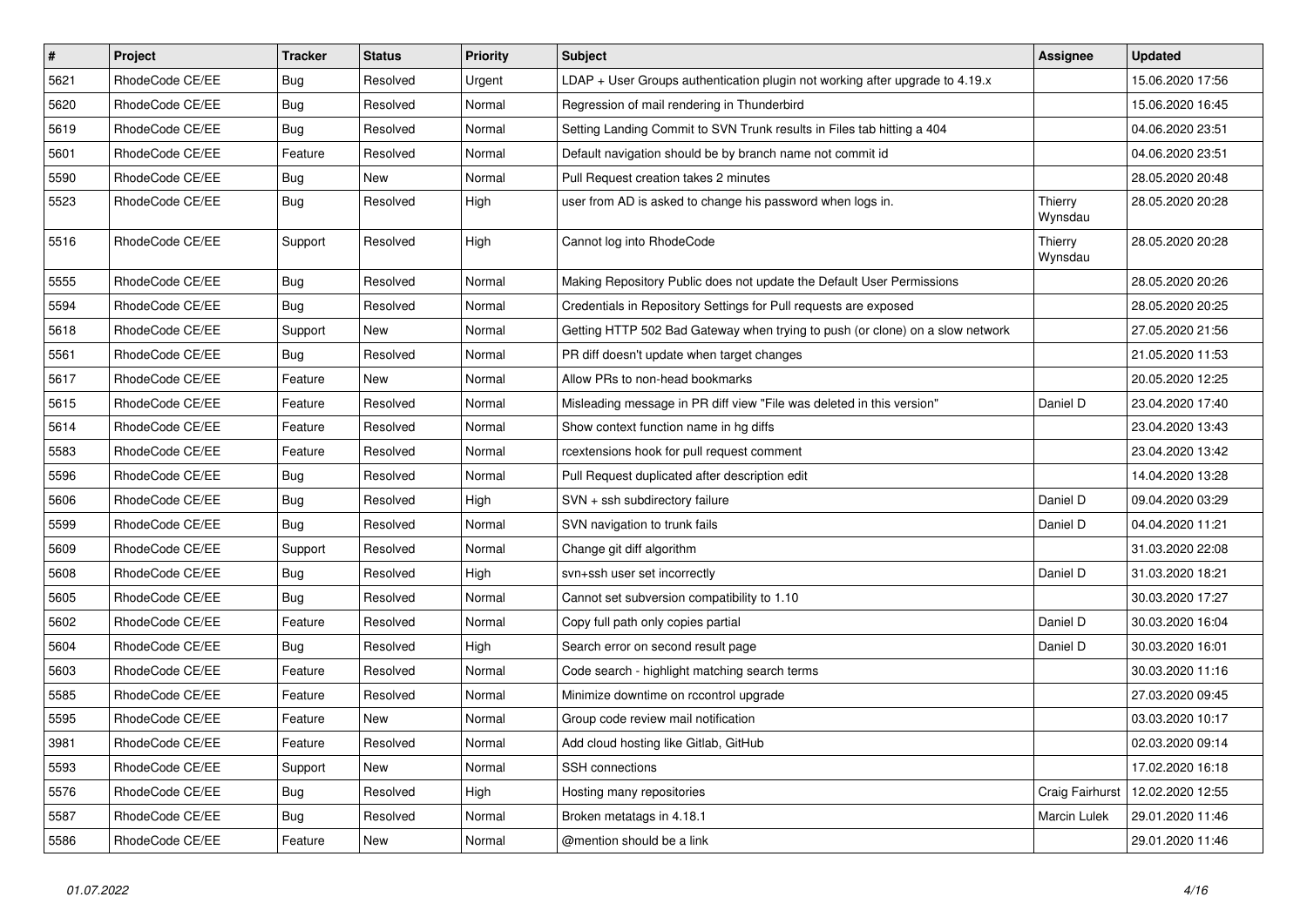| # | Project | Tracker | Status | Priority | Subject | Assignee | Updated |
|---|---|---|---|---|---|---|---|
| 5621 | RhodeCode CE/EE | Bug | Resolved | Urgent | LDAP + User Groups authentication plugin not working after upgrade to 4.19.x | | 15.06.2020 17:56 |
| 5620 | RhodeCode CE/EE | Bug | Resolved | Normal | Regression of mail rendering in Thunderbird | | 15.06.2020 16:45 |
| 5619 | RhodeCode CE/EE | Bug | Resolved | Normal | Setting Landing Commit to SVN Trunk results in Files tab hitting a 404 | | 04.06.2020 23:51 |
| 5601 | RhodeCode CE/EE | Feature | Resolved | Normal | Default navigation should be by branch name not commit id | | 04.06.2020 23:51 |
| 5590 | RhodeCode CE/EE | Bug | New | Normal | Pull Request creation takes 2 minutes | | 28.05.2020 20:48 |
| 5523 | RhodeCode CE/EE | Bug | Resolved | High | user from AD is asked to change his password when logs in. | Thierry Wynsdau | 28.05.2020 20:28 |
| 5516 | RhodeCode CE/EE | Support | Resolved | High | Cannot log into RhodeCode | Thierry Wynsdau | 28.05.2020 20:28 |
| 5555 | RhodeCode CE/EE | Bug | Resolved | Normal | Making Repository Public does not update the Default User Permissions | | 28.05.2020 20:26 |
| 5594 | RhodeCode CE/EE | Bug | Resolved | Normal | Credentials in Repository Settings for Pull requests are exposed | | 28.05.2020 20:25 |
| 5618 | RhodeCode CE/EE | Support | New | Normal | Getting HTTP 502 Bad Gateway when trying to push (or clone) on a slow network | | 27.05.2020 21:56 |
| 5561 | RhodeCode CE/EE | Bug | Resolved | Normal | PR diff doesn't update when target changes | | 21.05.2020 11:53 |
| 5617 | RhodeCode CE/EE | Feature | New | Normal | Allow PRs to non-head bookmarks | | 20.05.2020 12:25 |
| 5615 | RhodeCode CE/EE | Feature | Resolved | Normal | Misleading message in PR diff view "File was deleted in this version" | Daniel D | 23.04.2020 17:40 |
| 5614 | RhodeCode CE/EE | Feature | Resolved | Normal | Show context function name in hg diffs | | 23.04.2020 13:43 |
| 5583 | RhodeCode CE/EE | Feature | Resolved | Normal | rcextensions hook for pull request comment | | 23.04.2020 13:42 |
| 5596 | RhodeCode CE/EE | Bug | Resolved | Normal | Pull Request duplicated after description edit | | 14.04.2020 13:28 |
| 5606 | RhodeCode CE/EE | Bug | Resolved | High | SVN + ssh subdirectory failure | Daniel D | 09.04.2020 03:29 |
| 5599 | RhodeCode CE/EE | Bug | Resolved | Normal | SVN navigation to trunk fails | Daniel D | 04.04.2020 11:21 |
| 5609 | RhodeCode CE/EE | Support | Resolved | Normal | Change git diff algorithm | | 31.03.2020 22:08 |
| 5608 | RhodeCode CE/EE | Bug | Resolved | High | svn+ssh user set incorrectly | Daniel D | 31.03.2020 18:21 |
| 5605 | RhodeCode CE/EE | Bug | Resolved | Normal | Cannot set subversion compatibility to 1.10 | | 30.03.2020 17:27 |
| 5602 | RhodeCode CE/EE | Feature | Resolved | Normal | Copy full path only copies partial | Daniel D | 30.03.2020 16:04 |
| 5604 | RhodeCode CE/EE | Bug | Resolved | High | Search error on second result page | Daniel D | 30.03.2020 16:01 |
| 5603 | RhodeCode CE/EE | Feature | Resolved | Normal | Code search - highlight matching search terms | | 30.03.2020 11:16 |
| 5585 | RhodeCode CE/EE | Feature | Resolved | Normal | Minimize downtime on rccontrol upgrade | | 27.03.2020 09:45 |
| 5595 | RhodeCode CE/EE | Feature | New | Normal | Group code review mail notification | | 03.03.2020 10:17 |
| 3981 | RhodeCode CE/EE | Feature | Resolved | Normal | Add cloud hosting like Gitlab, GitHub | | 02.03.2020 09:14 |
| 5593 | RhodeCode CE/EE | Support | New | Normal | SSH connections | | 17.02.2020 16:18 |
| 5576 | RhodeCode CE/EE | Bug | Resolved | High | Hosting many repositories | Craig Fairhurst | 12.02.2020 12:55 |
| 5587 | RhodeCode CE/EE | Bug | Resolved | Normal | Broken metatags in 4.18.1 | Marcin Lulek | 29.01.2020 11:46 |
| 5586 | RhodeCode CE/EE | Feature | New | Normal | @mention should be a link | | 29.01.2020 11:46 |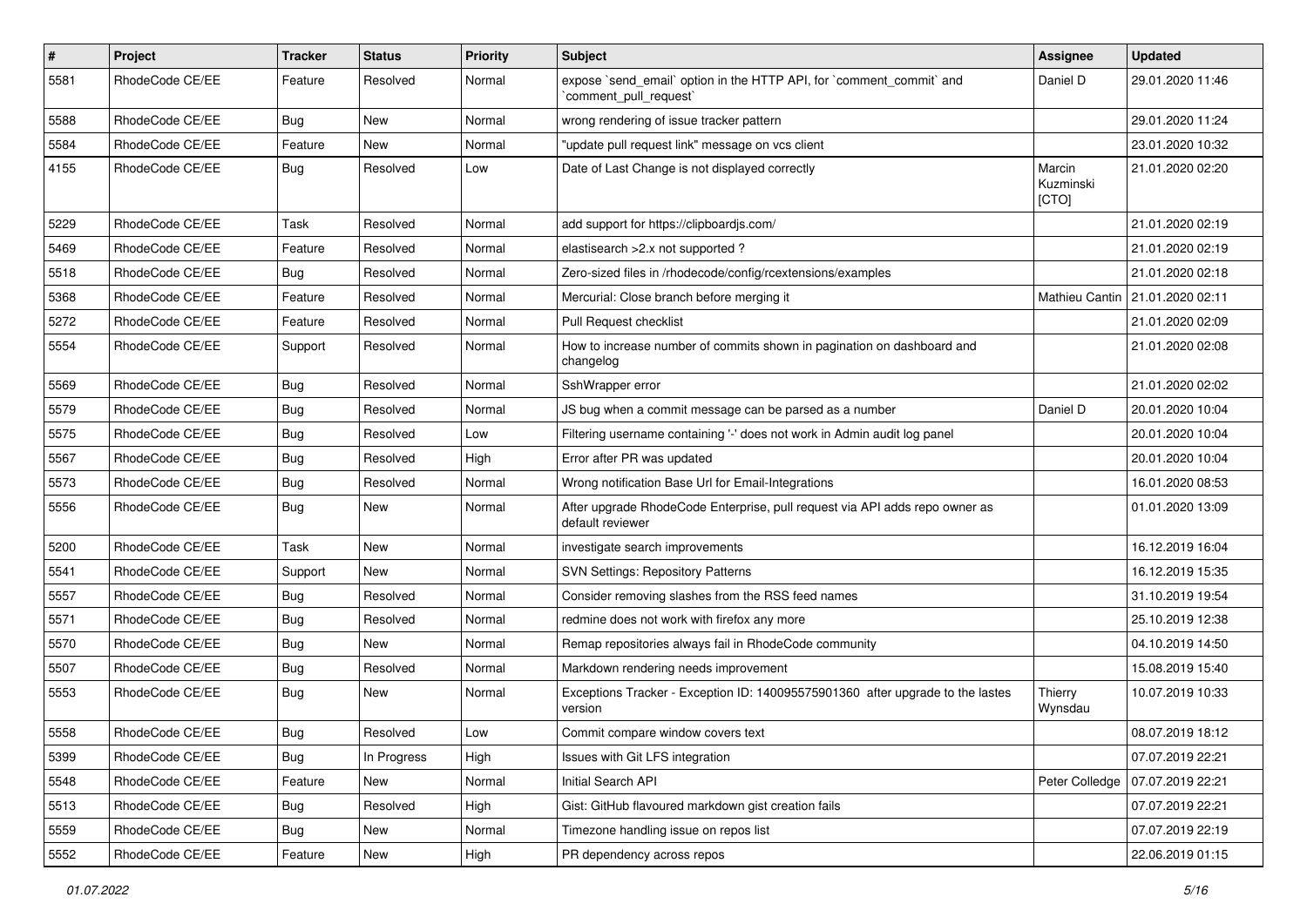| # | Project | Tracker | Status | Priority | Subject | Assignee | Updated |
|---|---|---|---|---|---|---|---|
| 5581 | RhodeCode CE/EE | Feature | Resolved | Normal | expose `send_email` option in the HTTP API, for `comment_commit` and `comment_pull_request` | Daniel D | 29.01.2020 11:46 |
| 5588 | RhodeCode CE/EE | Bug | New | Normal | wrong rendering of issue tracker pattern | | 29.01.2020 11:24 |
| 5584 | RhodeCode CE/EE | Feature | New | Normal | "update pull request link" message on vcs client | | 23.01.2020 10:32 |
| 4155 | RhodeCode CE/EE | Bug | Resolved | Low | Date of Last Change is not displayed correctly | Marcin Kuzminski [CTO] | 21.01.2020 02:20 |
| 5229 | RhodeCode CE/EE | Task | Resolved | Normal | add support for https://clipboardjs.com/ | | 21.01.2020 02:19 |
| 5469 | RhodeCode CE/EE | Feature | Resolved | Normal | elastisearch >2.x not supported ? | | 21.01.2020 02:19 |
| 5518 | RhodeCode CE/EE | Bug | Resolved | Normal | Zero-sized files in /rhodecode/config/rcextensions/examples | | 21.01.2020 02:18 |
| 5368 | RhodeCode CE/EE | Feature | Resolved | Normal | Mercurial: Close branch before merging it | Mathieu Cantin | 21.01.2020 02:11 |
| 5272 | RhodeCode CE/EE | Feature | Resolved | Normal | Pull Request checklist | | 21.01.2020 02:09 |
| 5554 | RhodeCode CE/EE | Support | Resolved | Normal | How to increase number of commits shown in pagination on dashboard and changelog | | 21.01.2020 02:08 |
| 5569 | RhodeCode CE/EE | Bug | Resolved | Normal | SshWrapper error | | 21.01.2020 02:02 |
| 5579 | RhodeCode CE/EE | Bug | Resolved | Normal | JS bug when a commit message can be parsed as a number | Daniel D | 20.01.2020 10:04 |
| 5575 | RhodeCode CE/EE | Bug | Resolved | Low | Filtering username containing '-' does not work in Admin audit log panel | | 20.01.2020 10:04 |
| 5567 | RhodeCode CE/EE | Bug | Resolved | High | Error after PR was updated | | 20.01.2020 10:04 |
| 5573 | RhodeCode CE/EE | Bug | Resolved | Normal | Wrong notification Base Url for Email-Integrations | | 16.01.2020 08:53 |
| 5556 | RhodeCode CE/EE | Bug | New | Normal | After upgrade RhodeCode Enterprise, pull request via API adds repo owner as default reviewer | | 01.01.2020 13:09 |
| 5200 | RhodeCode CE/EE | Task | New | Normal | investigate search improvements | | 16.12.2019 16:04 |
| 5541 | RhodeCode CE/EE | Support | New | Normal | SVN Settings: Repository Patterns | | 16.12.2019 15:35 |
| 5557 | RhodeCode CE/EE | Bug | Resolved | Normal | Consider removing slashes from the RSS feed names | | 31.10.2019 19:54 |
| 5571 | RhodeCode CE/EE | Bug | Resolved | Normal | redmine does not work with firefox any more | | 25.10.2019 12:38 |
| 5570 | RhodeCode CE/EE | Bug | New | Normal | Remap repositories always fail in RhodeCode community | | 04.10.2019 14:50 |
| 5507 | RhodeCode CE/EE | Bug | Resolved | Normal | Markdown rendering needs improvement | | 15.08.2019 15:40 |
| 5553 | RhodeCode CE/EE | Bug | New | Normal | Exceptions Tracker - Exception ID: 140095575901360 after upgrade to the lastes version | Thierry Wynsdau | 10.07.2019 10:33 |
| 5558 | RhodeCode CE/EE | Bug | Resolved | Low | Commit compare window covers text | | 08.07.2019 18:12 |
| 5399 | RhodeCode CE/EE | Bug | In Progress | High | Issues with Git LFS integration | | 07.07.2019 22:21 |
| 5548 | RhodeCode CE/EE | Feature | New | Normal | Initial Search API | Peter Colledge | 07.07.2019 22:21 |
| 5513 | RhodeCode CE/EE | Bug | Resolved | High | Gist: GitHub flavoured markdown gist creation fails | | 07.07.2019 22:21 |
| 5559 | RhodeCode CE/EE | Bug | New | Normal | Timezone handling issue on repos list | | 07.07.2019 22:19 |
| 5552 | RhodeCode CE/EE | Feature | New | High | PR dependency across repos | | 22.06.2019 01:15 |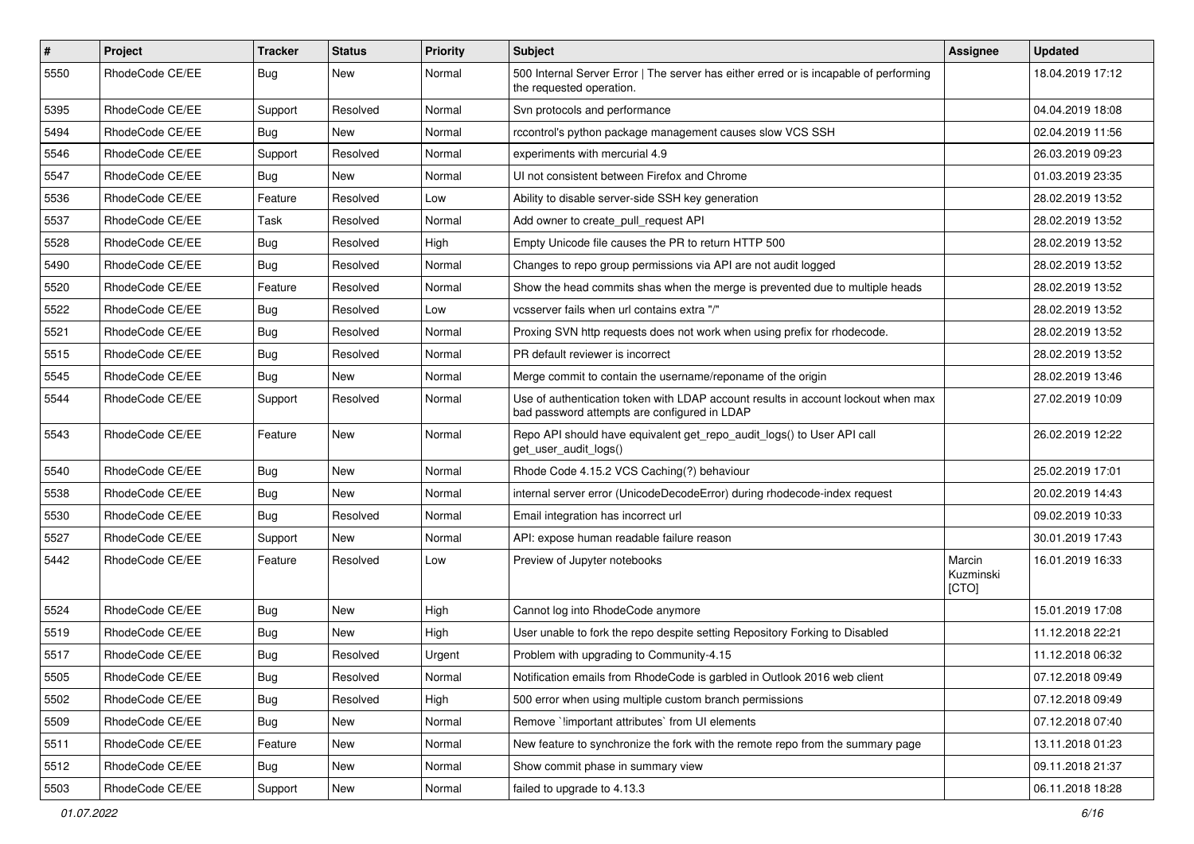| # | Project | Tracker | Status | Priority | Subject | Assignee | Updated |
| --- | --- | --- | --- | --- | --- | --- | --- |
| 5550 | RhodeCode CE/EE | Bug | New | Normal | 500 Internal Server Error \| The server has either erred or is incapable of performing the requested operation. | | 18.04.2019 17:12 |
| 5395 | RhodeCode CE/EE | Support | Resolved | Normal | Svn protocols and performance | | 04.04.2019 18:08 |
| 5494 | RhodeCode CE/EE | Bug | New | Normal | rccontrol's python package management causes slow VCS SSH | | 02.04.2019 11:56 |
| 5546 | RhodeCode CE/EE | Support | Resolved | Normal | experiments with mercurial 4.9 | | 26.03.2019 09:23 |
| 5547 | RhodeCode CE/EE | Bug | New | Normal | UI not consistent between Firefox and Chrome | | 01.03.2019 23:35 |
| 5536 | RhodeCode CE/EE | Feature | Resolved | Low | Ability to disable server-side SSH key generation | | 28.02.2019 13:52 |
| 5537 | RhodeCode CE/EE | Task | Resolved | Normal | Add owner to create_pull_request API | | 28.02.2019 13:52 |
| 5528 | RhodeCode CE/EE | Bug | Resolved | High | Empty Unicode file causes the PR to return HTTP 500 | | 28.02.2019 13:52 |
| 5490 | RhodeCode CE/EE | Bug | Resolved | Normal | Changes to repo group permissions via API are not audit logged | | 28.02.2019 13:52 |
| 5520 | RhodeCode CE/EE | Feature | Resolved | Normal | Show the head commits shas when the merge is prevented due to multiple heads | | 28.02.2019 13:52 |
| 5522 | RhodeCode CE/EE | Bug | Resolved | Low | vcsserver fails when url contains extra "/" | | 28.02.2019 13:52 |
| 5521 | RhodeCode CE/EE | Bug | Resolved | Normal | Proxing SVN http requests does not work when using prefix for rhodecode. | | 28.02.2019 13:52 |
| 5515 | RhodeCode CE/EE | Bug | Resolved | Normal | PR default reviewer is incorrect | | 28.02.2019 13:52 |
| 5545 | RhodeCode CE/EE | Bug | New | Normal | Merge commit to contain the username/reponame of the origin | | 28.02.2019 13:46 |
| 5544 | RhodeCode CE/EE | Support | Resolved | Normal | Use of authentication token with LDAP account results in account lockout when max bad password attempts are configured in LDAP | | 27.02.2019 10:09 |
| 5543 | RhodeCode CE/EE | Feature | New | Normal | Repo API should have equivalent get_repo_audit_logs() to User API call get_user_audit_logs() | | 26.02.2019 12:22 |
| 5540 | RhodeCode CE/EE | Bug | New | Normal | Rhode Code 4.15.2 VCS Caching(?) behaviour | | 25.02.2019 17:01 |
| 5538 | RhodeCode CE/EE | Bug | New | Normal | internal server error (UnicodeDecodeError) during rhodecode-index request | | 20.02.2019 14:43 |
| 5530 | RhodeCode CE/EE | Bug | Resolved | Normal | Email integration has incorrect url | | 09.02.2019 10:33 |
| 5527 | RhodeCode CE/EE | Support | New | Normal | API: expose human readable failure reason | | 30.01.2019 17:43 |
| 5442 | RhodeCode CE/EE | Feature | Resolved | Low | Preview of Jupyter notebooks | Marcin Kuzminski [CTO] | 16.01.2019 16:33 |
| 5524 | RhodeCode CE/EE | Bug | New | High | Cannot log into RhodeCode anymore | | 15.01.2019 17:08 |
| 5519 | RhodeCode CE/EE | Bug | New | High | User unable to fork the repo despite setting Repository Forking to Disabled | | 11.12.2018 22:21 |
| 5517 | RhodeCode CE/EE | Bug | Resolved | Urgent | Problem with upgrading to Community-4.15 | | 11.12.2018 06:32 |
| 5505 | RhodeCode CE/EE | Bug | Resolved | Normal | Notification emails from RhodeCode is garbled in Outlook 2016 web client | | 07.12.2018 09:49 |
| 5502 | RhodeCode CE/EE | Bug | Resolved | High | 500 error when using multiple custom branch permissions | | 07.12.2018 09:49 |
| 5509 | RhodeCode CE/EE | Bug | New | Normal | Remove `!important attributes` from UI elements | | 07.12.2018 07:40 |
| 5511 | RhodeCode CE/EE | Feature | New | Normal | New feature to synchronize the fork with the remote repo from the summary page | | 13.11.2018 01:23 |
| 5512 | RhodeCode CE/EE | Bug | New | Normal | Show commit phase in summary view | | 09.11.2018 21:37 |
| 5503 | RhodeCode CE/EE | Support | New | Normal | failed to upgrade to 4.13.3 | | 06.11.2018 18:28 |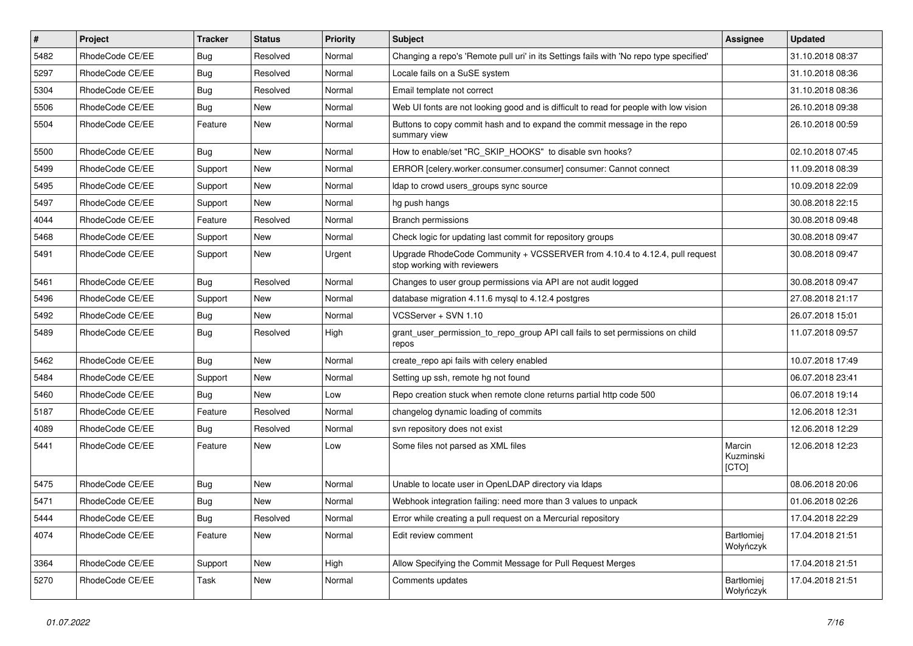| # | Project | Tracker | Status | Priority | Subject | Assignee | Updated |
| --- | --- | --- | --- | --- | --- | --- | --- |
| 5482 | RhodeCode CE/EE | Bug | Resolved | Normal | Changing a repo's 'Remote pull uri' in its Settings fails with 'No repo type specified' | | 31.10.2018 08:37 |
| 5297 | RhodeCode CE/EE | Bug | Resolved | Normal | Locale fails on a SuSE system | | 31.10.2018 08:36 |
| 5304 | RhodeCode CE/EE | Bug | Resolved | Normal | Email template not correct | | 31.10.2018 08:36 |
| 5506 | RhodeCode CE/EE | Bug | New | Normal | Web UI fonts are not looking good and is difficult to read for people with low vision | | 26.10.2018 09:38 |
| 5504 | RhodeCode CE/EE | Feature | New | Normal | Buttons to copy commit hash and to expand the commit message in the repo summary view | | 26.10.2018 00:59 |
| 5500 | RhodeCode CE/EE | Bug | New | Normal | How to enable/set "RC_SKIP_HOOKS" to disable svn hooks? | | 02.10.2018 07:45 |
| 5499 | RhodeCode CE/EE | Support | New | Normal | ERROR [celery.worker.consumer.consumer] consumer: Cannot connect | | 11.09.2018 08:39 |
| 5495 | RhodeCode CE/EE | Support | New | Normal | ldap to crowd users_groups sync source | | 10.09.2018 22:09 |
| 5497 | RhodeCode CE/EE | Support | New | Normal | hg push hangs | | 30.08.2018 22:15 |
| 4044 | RhodeCode CE/EE | Feature | Resolved | Normal | Branch permissions | | 30.08.2018 09:48 |
| 5468 | RhodeCode CE/EE | Support | New | Normal | Check logic for updating last commit for repository groups | | 30.08.2018 09:47 |
| 5491 | RhodeCode CE/EE | Support | New | Urgent | Upgrade RhodeCode Community + VCSSERVER from 4.10.4 to 4.12.4, pull request stop working with reviewers | | 30.08.2018 09:47 |
| 5461 | RhodeCode CE/EE | Bug | Resolved | Normal | Changes to user group permissions via API are not audit logged | | 30.08.2018 09:47 |
| 5496 | RhodeCode CE/EE | Support | New | Normal | database migration 4.11.6 mysql to 4.12.4 postgres | | 27.08.2018 21:17 |
| 5492 | RhodeCode CE/EE | Bug | New | Normal | VCSServer + SVN 1.10 | | 26.07.2018 15:01 |
| 5489 | RhodeCode CE/EE | Bug | Resolved | High | grant_user_permission_to_repo_group API call fails to set permissions on child repos | | 11.07.2018 09:57 |
| 5462 | RhodeCode CE/EE | Bug | New | Normal | create_repo api fails with celery enabled | | 10.07.2018 17:49 |
| 5484 | RhodeCode CE/EE | Support | New | Normal | Setting up ssh, remote hg not found | | 06.07.2018 23:41 |
| 5460 | RhodeCode CE/EE | Bug | New | Low | Repo creation stuck when remote clone returns partial http code 500 | | 06.07.2018 19:14 |
| 5187 | RhodeCode CE/EE | Feature | Resolved | Normal | changelog dynamic loading of commits | | 12.06.2018 12:31 |
| 4089 | RhodeCode CE/EE | Bug | Resolved | Normal | svn repository does not exist | | 12.06.2018 12:29 |
| 5441 | RhodeCode CE/EE | Feature | New | Low | Some files not parsed as XML files | Marcin Kuzminski [CTO] | 12.06.2018 12:23 |
| 5475 | RhodeCode CE/EE | Bug | New | Normal | Unable to locate user in OpenLDAP directory via ldaps | | 08.06.2018 20:06 |
| 5471 | RhodeCode CE/EE | Bug | New | Normal | Webhook integration failing: need more than 3 values to unpack | | 01.06.2018 02:26 |
| 5444 | RhodeCode CE/EE | Bug | Resolved | Normal | Error while creating a pull request on a Mercurial repository | | 17.04.2018 22:29 |
| 4074 | RhodeCode CE/EE | Feature | New | Normal | Edit review comment | Bartłomiej Wołyńczyk | 17.04.2018 21:51 |
| 3364 | RhodeCode CE/EE | Support | New | High | Allow Specifying the Commit Message for Pull Request Merges | | 17.04.2018 21:51 |
| 5270 | RhodeCode CE/EE | Task | New | Normal | Comments updates | Bartłomiej Wołyńczyk | 17.04.2018 21:51 |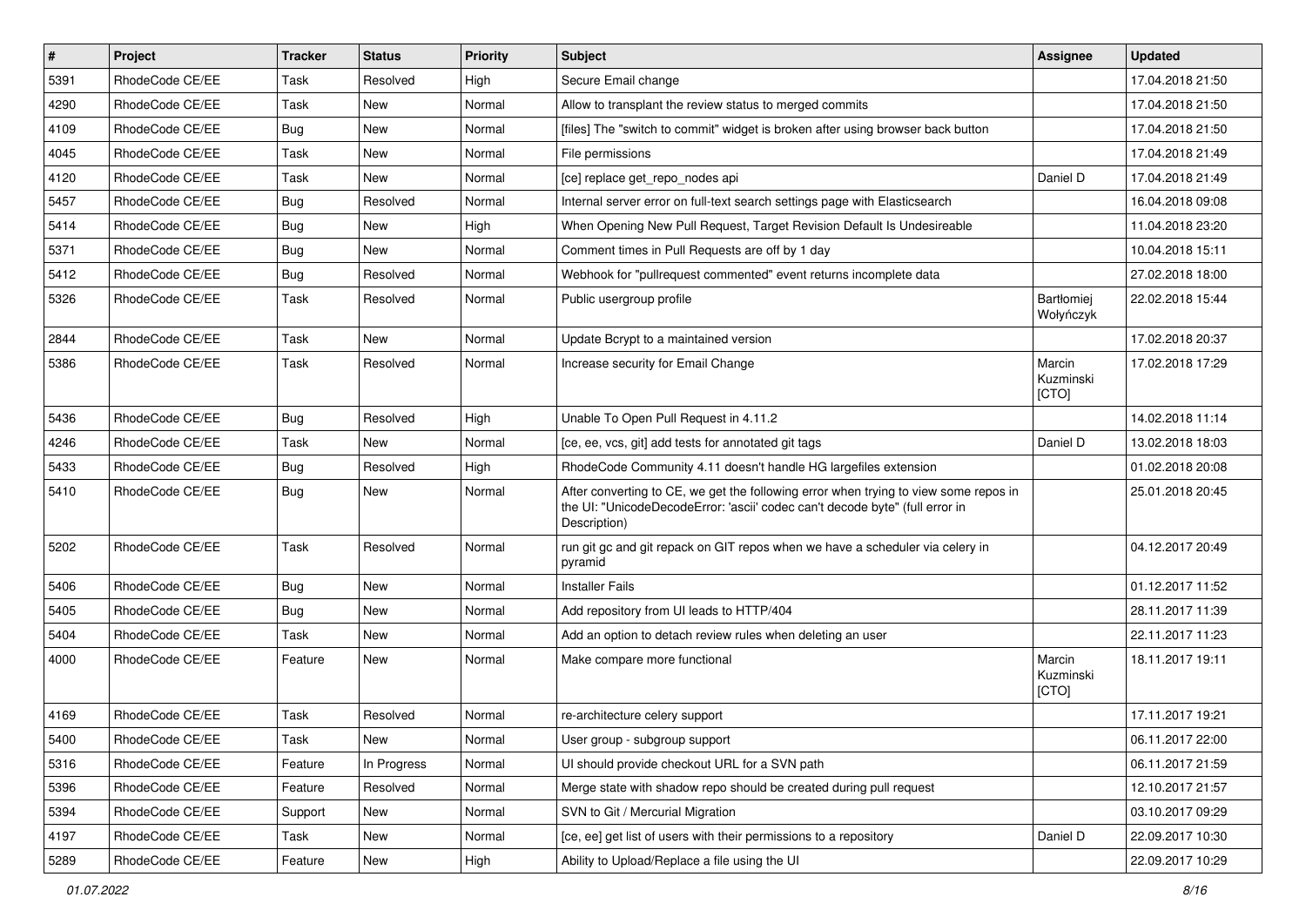| # | Project | Tracker | Status | Priority | Subject | Assignee | Updated |
|---|---|---|---|---|---|---|---|
| 5391 | RhodeCode CE/EE | Task | Resolved | High | Secure Email change | | 17.04.2018 21:50 |
| 4290 | RhodeCode CE/EE | Task | New | Normal | Allow to transplant the review status to merged commits | | 17.04.2018 21:50 |
| 4109 | RhodeCode CE/EE | Bug | New | Normal | [files] The "switch to commit" widget is broken after using browser back button | | 17.04.2018 21:50 |
| 4045 | RhodeCode CE/EE | Task | New | Normal | File permissions | | 17.04.2018 21:49 |
| 4120 | RhodeCode CE/EE | Task | New | Normal | [ce] replace get_repo_nodes api | Daniel D | 17.04.2018 21:49 |
| 5457 | RhodeCode CE/EE | Bug | Resolved | Normal | Internal server error on full-text search settings page with Elasticsearch | | 16.04.2018 09:08 |
| 5414 | RhodeCode CE/EE | Bug | New | High | When Opening New Pull Request, Target Revision Default Is Undesireable | | 11.04.2018 23:20 |
| 5371 | RhodeCode CE/EE | Bug | New | Normal | Comment times in Pull Requests are off by 1 day | | 10.04.2018 15:11 |
| 5412 | RhodeCode CE/EE | Bug | Resolved | Normal | Webhook for "pullrequest commented" event returns incomplete data | | 27.02.2018 18:00 |
| 5326 | RhodeCode CE/EE | Task | Resolved | Normal | Public usergroup profile | Bartłomiej Wołyńczyk | 22.02.2018 15:44 |
| 2844 | RhodeCode CE/EE | Task | New | Normal | Update Bcrypt to a maintained version | | 17.02.2018 20:37 |
| 5386 | RhodeCode CE/EE | Task | Resolved | Normal | Increase security for Email Change | Marcin Kuzminski [CTO] | 17.02.2018 17:29 |
| 5436 | RhodeCode CE/EE | Bug | Resolved | High | Unable To Open Pull Request in 4.11.2 | | 14.02.2018 11:14 |
| 4246 | RhodeCode CE/EE | Task | New | Normal | [ce, ee, vcs, git] add tests for annotated git tags | Daniel D | 13.02.2018 18:03 |
| 5433 | RhodeCode CE/EE | Bug | Resolved | High | RhodeCode Community 4.11 doesn't handle HG largefiles extension | | 01.02.2018 20:08 |
| 5410 | RhodeCode CE/EE | Bug | New | Normal | After converting to CE, we get the following error when trying to view some repos in the UI: "UnicodeDecodeError: 'ascii' codec can't decode byte" (full error in Description) | | 25.01.2018 20:45 |
| 5202 | RhodeCode CE/EE | Task | Resolved | Normal | run git gc and git repack on GIT repos when we have a scheduler via celery in pyramid | | 04.12.2017 20:49 |
| 5406 | RhodeCode CE/EE | Bug | New | Normal | Installer Fails | | 01.12.2017 11:52 |
| 5405 | RhodeCode CE/EE | Bug | New | Normal | Add repository from UI leads to HTTP/404 | | 28.11.2017 11:39 |
| 5404 | RhodeCode CE/EE | Task | New | Normal | Add an option to detach review rules when deleting an user | | 22.11.2017 11:23 |
| 4000 | RhodeCode CE/EE | Feature | New | Normal | Make compare more functional | Marcin Kuzminski [CTO] | 18.11.2017 19:11 |
| 4169 | RhodeCode CE/EE | Task | Resolved | Normal | re-architecture celery support | | 17.11.2017 19:21 |
| 5400 | RhodeCode CE/EE | Task | New | Normal | User group - subgroup support | | 06.11.2017 22:00 |
| 5316 | RhodeCode CE/EE | Feature | In Progress | Normal | UI should provide checkout URL for a SVN path | | 06.11.2017 21:59 |
| 5396 | RhodeCode CE/EE | Feature | Resolved | Normal | Merge state with shadow repo should be created during pull request | | 12.10.2017 21:57 |
| 5394 | RhodeCode CE/EE | Support | New | Normal | SVN to Git / Mercurial Migration | | 03.10.2017 09:29 |
| 4197 | RhodeCode CE/EE | Task | New | Normal | [ce, ee] get list of users with their permissions to a repository | Daniel D | 22.09.2017 10:30 |
| 5289 | RhodeCode CE/EE | Feature | New | High | Ability to Upload/Replace a file using the UI | | 22.09.2017 10:29 |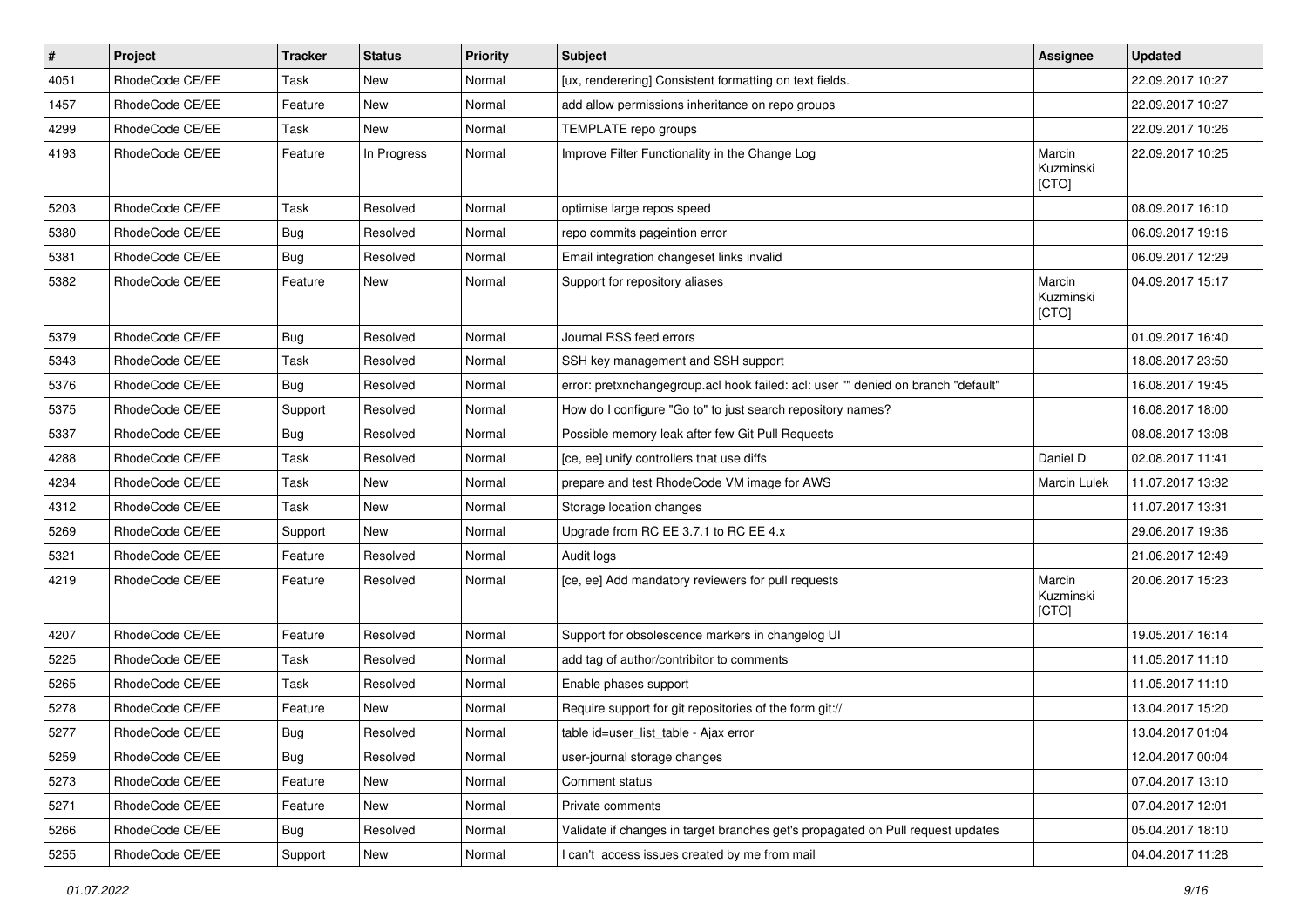| # | Project | Tracker | Status | Priority | Subject | Assignee | Updated |
|---|---|---|---|---|---|---|---|
| 4051 | RhodeCode CE/EE | Task | New | Normal | [ux, renderering] Consistent formatting on text fields. | | 22.09.2017 10:27 |
| 1457 | RhodeCode CE/EE | Feature | New | Normal | add allow permissions inheritance on repo groups | | 22.09.2017 10:27 |
| 4299 | RhodeCode CE/EE | Task | New | Normal | TEMPLATE repo groups | | 22.09.2017 10:26 |
| 4193 | RhodeCode CE/EE | Feature | In Progress | Normal | Improve Filter Functionality in the Change Log | Marcin Kuzminski [CTO] | 22.09.2017 10:25 |
| 5203 | RhodeCode CE/EE | Task | Resolved | Normal | optimise large repos speed | | 08.09.2017 16:10 |
| 5380 | RhodeCode CE/EE | Bug | Resolved | Normal | repo commits pageintion error | | 06.09.2017 19:16 |
| 5381 | RhodeCode CE/EE | Bug | Resolved | Normal | Email integration changeset links invalid | | 06.09.2017 12:29 |
| 5382 | RhodeCode CE/EE | Feature | New | Normal | Support for repository aliases | Marcin Kuzminski [CTO] | 04.09.2017 15:17 |
| 5379 | RhodeCode CE/EE | Bug | Resolved | Normal | Journal RSS feed errors | | 01.09.2017 16:40 |
| 5343 | RhodeCode CE/EE | Task | Resolved | Normal | SSH key management and SSH support | | 18.08.2017 23:50 |
| 5376 | RhodeCode CE/EE | Bug | Resolved | Normal | error: pretxnchangegroup.acl hook failed: acl: user "" denied on branch "default" | | 16.08.2017 19:45 |
| 5375 | RhodeCode CE/EE | Support | Resolved | Normal | How do I configure "Go to" to just search repository names? | | 16.08.2017 18:00 |
| 5337 | RhodeCode CE/EE | Bug | Resolved | Normal | Possible memory leak after few Git Pull Requests | | 08.08.2017 13:08 |
| 4288 | RhodeCode CE/EE | Task | Resolved | Normal | [ce, ee] unify controllers that use diffs | Daniel D | 02.08.2017 11:41 |
| 4234 | RhodeCode CE/EE | Task | New | Normal | prepare and test RhodeCode VM image for AWS | Marcin Lulek | 11.07.2017 13:32 |
| 4312 | RhodeCode CE/EE | Task | New | Normal | Storage location changes | | 11.07.2017 13:31 |
| 5269 | RhodeCode CE/EE | Support | New | Normal | Upgrade from RC EE 3.7.1 to RC EE 4.x | | 29.06.2017 19:36 |
| 5321 | RhodeCode CE/EE | Feature | Resolved | Normal | Audit logs | | 21.06.2017 12:49 |
| 4219 | RhodeCode CE/EE | Feature | Resolved | Normal | [ce, ee] Add mandatory reviewers for pull requests | Marcin Kuzminski [CTO] | 20.06.2017 15:23 |
| 4207 | RhodeCode CE/EE | Feature | Resolved | Normal | Support for obsolescence markers in changelog UI | | 19.05.2017 16:14 |
| 5225 | RhodeCode CE/EE | Task | Resolved | Normal | add tag of author/contribitor to comments | | 11.05.2017 11:10 |
| 5265 | RhodeCode CE/EE | Task | Resolved | Normal | Enable phases support | | 11.05.2017 11:10 |
| 5278 | RhodeCode CE/EE | Feature | New | Normal | Require support for git repositories of the form git:// | | 13.04.2017 15:20 |
| 5277 | RhodeCode CE/EE | Bug | Resolved | Normal | table id=user_list_table - Ajax error | | 13.04.2017 01:04 |
| 5259 | RhodeCode CE/EE | Bug | Resolved | Normal | user-journal storage changes | | 12.04.2017 00:04 |
| 5273 | RhodeCode CE/EE | Feature | New | Normal | Comment status | | 07.04.2017 13:10 |
| 5271 | RhodeCode CE/EE | Feature | New | Normal | Private comments | | 07.04.2017 12:01 |
| 5266 | RhodeCode CE/EE | Bug | Resolved | Normal | Validate if changes in target branches get's propagated on Pull request updates | | 05.04.2017 18:10 |
| 5255 | RhodeCode CE/EE | Support | New | Normal | I can't access issues created by me from mail | | 04.04.2017 11:28 |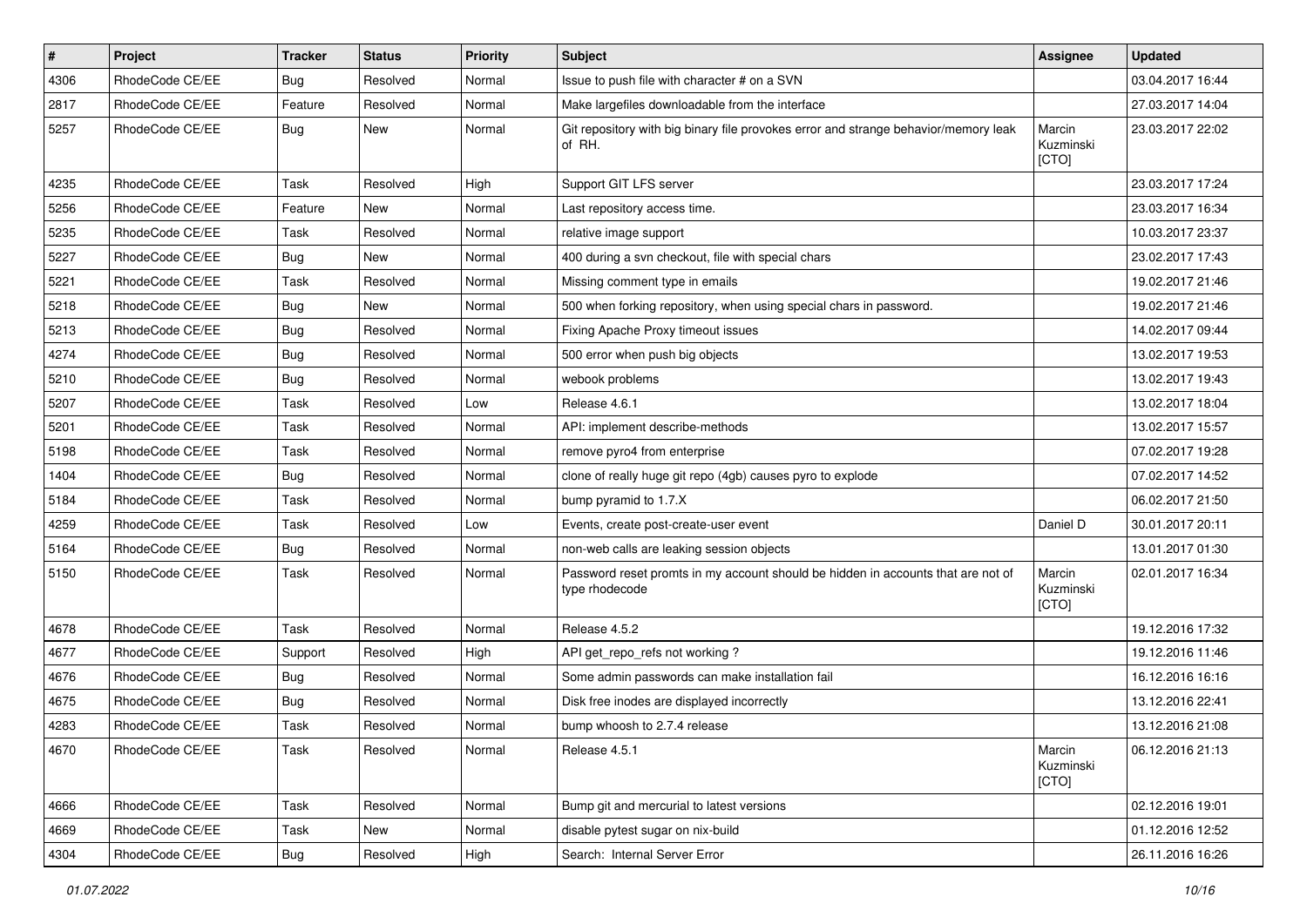| # | Project | Tracker | Status | Priority | Subject | Assignee | Updated |
|---|---|---|---|---|---|---|---|
| 4306 | RhodeCode CE/EE | Bug | Resolved | Normal | Issue to push file with character # on a SVN | | 03.04.2017 16:44 |
| 2817 | RhodeCode CE/EE | Feature | Resolved | Normal | Make largefiles downloadable from the interface | | 27.03.2017 14:04 |
| 5257 | RhodeCode CE/EE | Bug | New | Normal | Git repository with big binary file provokes error and strange behavior/memory leak of RH. | Marcin Kuzminski [CTO] | 23.03.2017 22:02 |
| 4235 | RhodeCode CE/EE | Task | Resolved | High | Support GIT LFS server | | 23.03.2017 17:24 |
| 5256 | RhodeCode CE/EE | Feature | New | Normal | Last repository access time. | | 23.03.2017 16:34 |
| 5235 | RhodeCode CE/EE | Task | Resolved | Normal | relative image support | | 10.03.2017 23:37 |
| 5227 | RhodeCode CE/EE | Bug | New | Normal | 400 during a svn checkout, file with special chars | | 23.02.2017 17:43 |
| 5221 | RhodeCode CE/EE | Task | Resolved | Normal | Missing comment type in emails | | 19.02.2017 21:46 |
| 5218 | RhodeCode CE/EE | Bug | New | Normal | 500 when forking repository, when using special chars in password. | | 19.02.2017 21:46 |
| 5213 | RhodeCode CE/EE | Bug | Resolved | Normal | Fixing Apache Proxy timeout issues | | 14.02.2017 09:44 |
| 4274 | RhodeCode CE/EE | Bug | Resolved | Normal | 500 error when push big objects | | 13.02.2017 19:53 |
| 5210 | RhodeCode CE/EE | Bug | Resolved | Normal | webook problems | | 13.02.2017 19:43 |
| 5207 | RhodeCode CE/EE | Task | Resolved | Low | Release 4.6.1 | | 13.02.2017 18:04 |
| 5201 | RhodeCode CE/EE | Task | Resolved | Normal | API: implement describe-methods | | 13.02.2017 15:57 |
| 5198 | RhodeCode CE/EE | Task | Resolved | Normal | remove pyro4 from enterprise | | 07.02.2017 19:28 |
| 1404 | RhodeCode CE/EE | Bug | Resolved | Normal | clone of really huge git repo (4gb) causes pyro to explode | | 07.02.2017 14:52 |
| 5184 | RhodeCode CE/EE | Task | Resolved | Normal | bump pyramid to 1.7.X | | 06.02.2017 21:50 |
| 4259 | RhodeCode CE/EE | Task | Resolved | Low | Events, create post-create-user event | Daniel D | 30.01.2017 20:11 |
| 5164 | RhodeCode CE/EE | Bug | Resolved | Normal | non-web calls are leaking session objects | | 13.01.2017 01:30 |
| 5150 | RhodeCode CE/EE | Task | Resolved | Normal | Password reset promts in my account should be hidden in accounts that are not of type rhodecode | Marcin Kuzminski [CTO] | 02.01.2017 16:34 |
| 4678 | RhodeCode CE/EE | Task | Resolved | Normal | Release 4.5.2 | | 19.12.2016 17:32 |
| 4677 | RhodeCode CE/EE | Support | Resolved | High | API get_repo_refs not working ? | | 19.12.2016 11:46 |
| 4676 | RhodeCode CE/EE | Bug | Resolved | Normal | Some admin passwords can make installation fail | | 16.12.2016 16:16 |
| 4675 | RhodeCode CE/EE | Bug | Resolved | Normal | Disk free inodes are displayed incorrectly | | 13.12.2016 22:41 |
| 4283 | RhodeCode CE/EE | Task | Resolved | Normal | bump whoosh to 2.7.4 release | | 13.12.2016 21:08 |
| 4670 | RhodeCode CE/EE | Task | Resolved | Normal | Release 4.5.1 | Marcin Kuzminski [CTO] | 06.12.2016 21:13 |
| 4666 | RhodeCode CE/EE | Task | Resolved | Normal | Bump git and mercurial to latest versions | | 02.12.2016 19:01 |
| 4669 | RhodeCode CE/EE | Task | New | Normal | disable pytest sugar on nix-build | | 01.12.2016 12:52 |
| 4304 | RhodeCode CE/EE | Bug | Resolved | High | Search: Internal Server Error | | 26.11.2016 16:26 |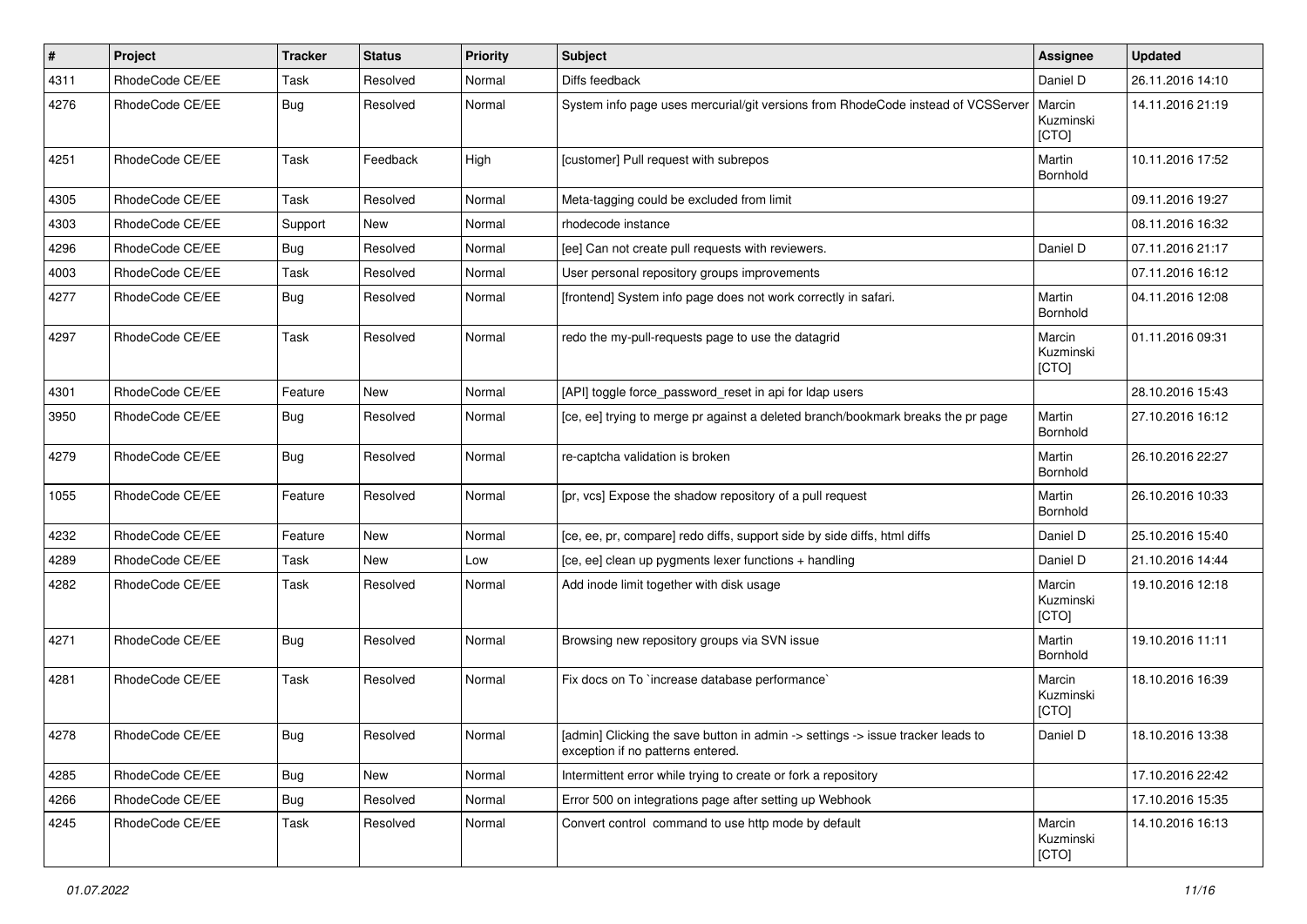| # | Project | Tracker | Status | Priority | Subject | Assignee | Updated |
|---|---|---|---|---|---|---|---|
| 4311 | RhodeCode CE/EE | Task | Resolved | Normal | Diffs feedback | Daniel D | 26.11.2016 14:10 |
| 4276 | RhodeCode CE/EE | Bug | Resolved | Normal | System info page uses mercurial/git versions from RhodeCode instead of VCSServer | Marcin Kuzminski [CTO] | 14.11.2016 21:19 |
| 4251 | RhodeCode CE/EE | Task | Feedback | High | [customer] Pull request with subrepos | Martin Bornhold | 10.11.2016 17:52 |
| 4305 | RhodeCode CE/EE | Task | Resolved | Normal | Meta-tagging could be excluded from limit | | 09.11.2016 19:27 |
| 4303 | RhodeCode CE/EE | Support | New | Normal | rhodecode instance | | 08.11.2016 16:32 |
| 4296 | RhodeCode CE/EE | Bug | Resolved | Normal | [ee] Can not create pull requests with reviewers. | Daniel D | 07.11.2016 21:17 |
| 4003 | RhodeCode CE/EE | Task | Resolved | Normal | User personal repository groups improvements | | 07.11.2016 16:12 |
| 4277 | RhodeCode CE/EE | Bug | Resolved | Normal | [frontend] System info page does not work correctly in safari. | Martin Bornhold | 04.11.2016 12:08 |
| 4297 | RhodeCode CE/EE | Task | Resolved | Normal | redo the my-pull-requests page to use the datagrid | Marcin Kuzminski [CTO] | 01.11.2016 09:31 |
| 4301 | RhodeCode CE/EE | Feature | New | Normal | [API] toggle force_password_reset in api for ldap users | | 28.10.2016 15:43 |
| 3950 | RhodeCode CE/EE | Bug | Resolved | Normal | [ce, ee] trying to merge pr against a deleted branch/bookmark breaks the pr page | Martin Bornhold | 27.10.2016 16:12 |
| 4279 | RhodeCode CE/EE | Bug | Resolved | Normal | re-captcha validation is broken | Martin Bornhold | 26.10.2016 22:27 |
| 1055 | RhodeCode CE/EE | Feature | Resolved | Normal | [pr, vcs] Expose the shadow repository of a pull request | Martin Bornhold | 26.10.2016 10:33 |
| 4232 | RhodeCode CE/EE | Feature | New | Normal | [ce, ee, pr, compare] redo diffs, support side by side diffs, html diffs | Daniel D | 25.10.2016 15:40 |
| 4289 | RhodeCode CE/EE | Task | New | Low | [ce, ee] clean up pygments lexer functions + handling | Daniel D | 21.10.2016 14:44 |
| 4282 | RhodeCode CE/EE | Task | Resolved | Normal | Add inode limit together with disk usage | Marcin Kuzminski [CTO] | 19.10.2016 12:18 |
| 4271 | RhodeCode CE/EE | Bug | Resolved | Normal | Browsing new repository groups via SVN issue | Martin Bornhold | 19.10.2016 11:11 |
| 4281 | RhodeCode CE/EE | Task | Resolved | Normal | Fix docs on To `increase database performance` | Marcin Kuzminski [CTO] | 18.10.2016 16:39 |
| 4278 | RhodeCode CE/EE | Bug | Resolved | Normal | [admin] Clicking the save button in admin -> settings -> issue tracker leads to exception if no patterns entered. | Daniel D | 18.10.2016 13:38 |
| 4285 | RhodeCode CE/EE | Bug | New | Normal | Intermittent error while trying to create or fork a repository | | 17.10.2016 22:42 |
| 4266 | RhodeCode CE/EE | Bug | Resolved | Normal | Error 500 on integrations page after setting up Webhook | | 17.10.2016 15:35 |
| 4245 | RhodeCode CE/EE | Task | Resolved | Normal | Convert control  command to use http mode by default | Marcin Kuzminski [CTO] | 14.10.2016 16:13 |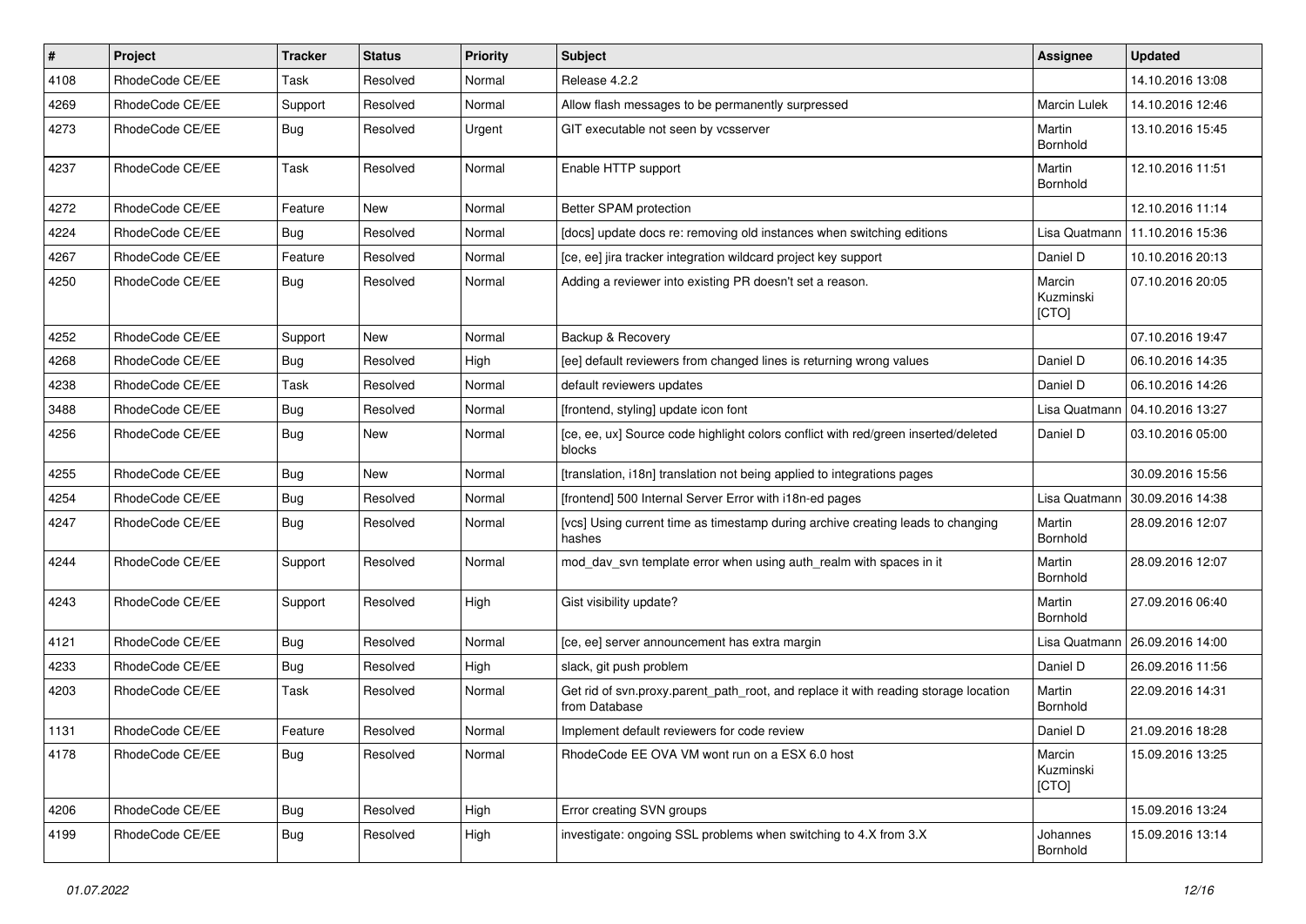| # | Project | Tracker | Status | Priority | Subject | Assignee | Updated |
|---|---|---|---|---|---|---|---|
| 4108 | RhodeCode CE/EE | Task | Resolved | Normal | Release 4.2.2 | | 14.10.2016 13:08 |
| 4269 | RhodeCode CE/EE | Support | Resolved | Normal | Allow flash messages to be permanently surpressed | Marcin Lulek | 14.10.2016 12:46 |
| 4273 | RhodeCode CE/EE | Bug | Resolved | Urgent | GIT executable not seen by vcsserver | Martin Bornhold | 13.10.2016 15:45 |
| 4237 | RhodeCode CE/EE | Task | Resolved | Normal | Enable HTTP support | Martin Bornhold | 12.10.2016 11:51 |
| 4272 | RhodeCode CE/EE | Feature | New | Normal | Better SPAM protection | | 12.10.2016 11:14 |
| 4224 | RhodeCode CE/EE | Bug | Resolved | Normal | [docs] update docs re: removing old instances when switching editions | Lisa Quatmann | 11.10.2016 15:36 |
| 4267 | RhodeCode CE/EE | Feature | Resolved | Normal | [ce, ee] jira tracker integration wildcard project key support | Daniel D | 10.10.2016 20:13 |
| 4250 | RhodeCode CE/EE | Bug | Resolved | Normal | Adding a reviewer into existing PR doesn't set a reason. | Marcin Kuzminski [CTO] | 07.10.2016 20:05 |
| 4252 | RhodeCode CE/EE | Support | New | Normal | Backup & Recovery | | 07.10.2016 19:47 |
| 4268 | RhodeCode CE/EE | Bug | Resolved | High | [ee] default reviewers from changed lines is returning wrong values | Daniel D | 06.10.2016 14:35 |
| 4238 | RhodeCode CE/EE | Task | Resolved | Normal | default reviewers updates | Daniel D | 06.10.2016 14:26 |
| 3488 | RhodeCode CE/EE | Bug | Resolved | Normal | [frontend, styling] update icon font | Lisa Quatmann | 04.10.2016 13:27 |
| 4256 | RhodeCode CE/EE | Bug | New | Normal | [ce, ee, ux] Source code highlight colors conflict with red/green inserted/deleted blocks | Daniel D | 03.10.2016 05:00 |
| 4255 | RhodeCode CE/EE | Bug | New | Normal | [translation, i18n] translation not being applied to integrations pages | | 30.09.2016 15:56 |
| 4254 | RhodeCode CE/EE | Bug | Resolved | Normal | [frontend] 500 Internal Server Error with i18n-ed pages | Lisa Quatmann | 30.09.2016 14:38 |
| 4247 | RhodeCode CE/EE | Bug | Resolved | Normal | [vcs] Using current time as timestamp during archive creating leads to changing hashes | Martin Bornhold | 28.09.2016 12:07 |
| 4244 | RhodeCode CE/EE | Support | Resolved | Normal | mod_dav_svn template error when using auth_realm with spaces in it | Martin Bornhold | 28.09.2016 12:07 |
| 4243 | RhodeCode CE/EE | Support | Resolved | High | Gist visibility update? | Martin Bornhold | 27.09.2016 06:40 |
| 4121 | RhodeCode CE/EE | Bug | Resolved | Normal | [ce, ee] server announcement has extra margin | Lisa Quatmann | 26.09.2016 14:00 |
| 4233 | RhodeCode CE/EE | Bug | Resolved | High | slack, git push problem | Daniel D | 26.09.2016 11:56 |
| 4203 | RhodeCode CE/EE | Task | Resolved | Normal | Get rid of svn.proxy.parent_path_root, and replace it with reading storage location from Database | Martin Bornhold | 22.09.2016 14:31 |
| 1131 | RhodeCode CE/EE | Feature | Resolved | Normal | Implement default reviewers for code review | Daniel D | 21.09.2016 18:28 |
| 4178 | RhodeCode CE/EE | Bug | Resolved | Normal | RhodeCode EE OVA VM wont run on a ESX 6.0 host | Marcin Kuzminski [CTO] | 15.09.2016 13:25 |
| 4206 | RhodeCode CE/EE | Bug | Resolved | High | Error creating SVN groups | | 15.09.2016 13:24 |
| 4199 | RhodeCode CE/EE | Bug | Resolved | High | investigate: ongoing SSL problems when switching to 4.X from 3.X | Johannes Bornhold | 15.09.2016 13:14 |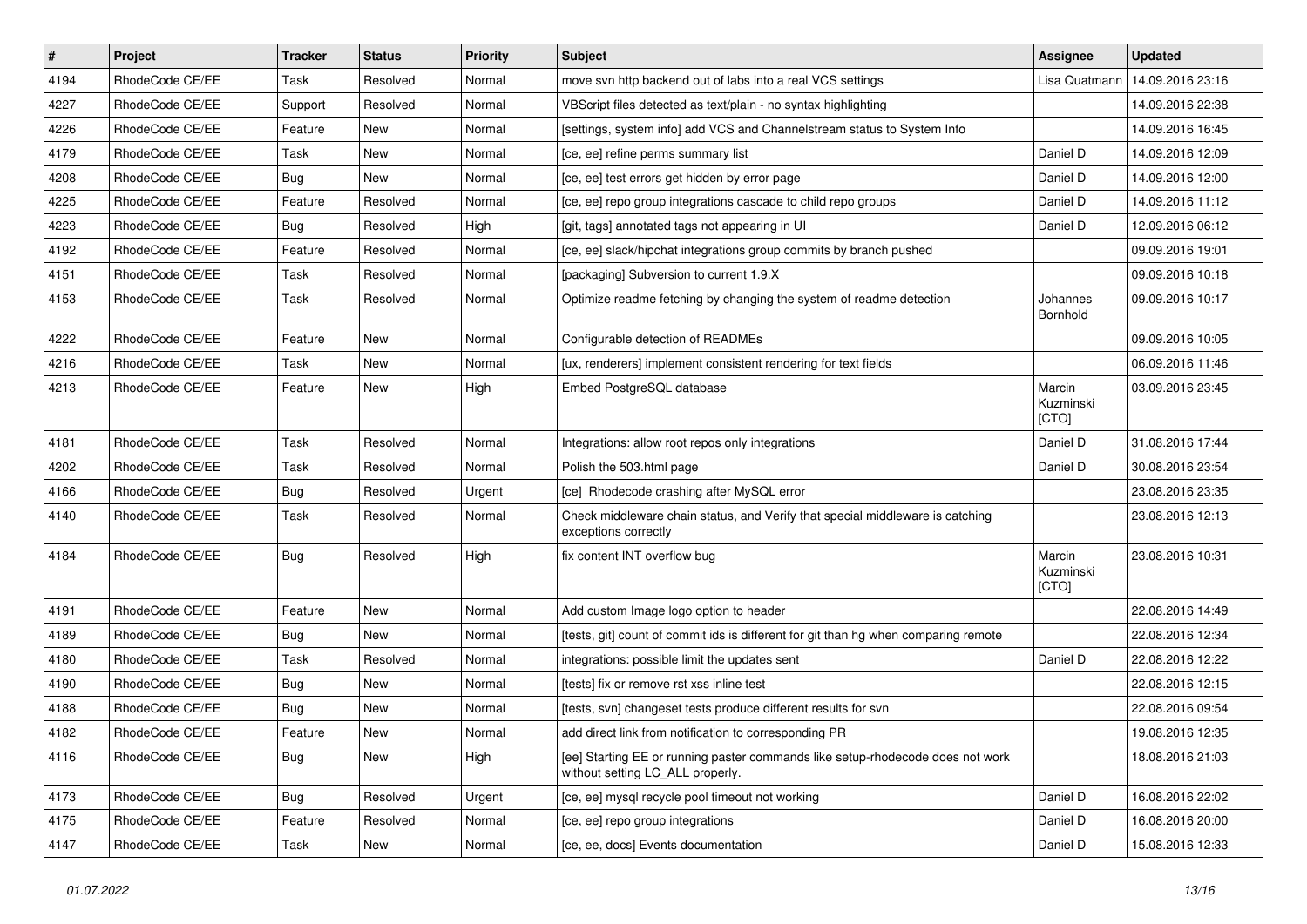| # | Project | Tracker | Status | Priority | Subject | Assignee | Updated |
|---|---|---|---|---|---|---|---|
| 4194 | RhodeCode CE/EE | Task | Resolved | Normal | move svn http backend out of labs into a real VCS settings | Lisa Quatmann | 14.09.2016 23:16 |
| 4227 | RhodeCode CE/EE | Support | Resolved | Normal | VBScript files detected as text/plain - no syntax highlighting | | 14.09.2016 22:38 |
| 4226 | RhodeCode CE/EE | Feature | New | Normal | [settings, system info] add VCS and Channelstream status to System Info | | 14.09.2016 16:45 |
| 4179 | RhodeCode CE/EE | Task | New | Normal | [ce, ee] refine perms summary list | Daniel D | 14.09.2016 12:09 |
| 4208 | RhodeCode CE/EE | Bug | New | Normal | [ce, ee] test errors get hidden by error page | Daniel D | 14.09.2016 12:00 |
| 4225 | RhodeCode CE/EE | Feature | Resolved | Normal | [ce, ee] repo group integrations cascade to child repo groups | Daniel D | 14.09.2016 11:12 |
| 4223 | RhodeCode CE/EE | Bug | Resolved | High | [git, tags] annotated tags not appearing in UI | Daniel D | 12.09.2016 06:12 |
| 4192 | RhodeCode CE/EE | Feature | Resolved | Normal | [ce, ee] slack/hipchat integrations group commits by branch pushed | | 09.09.2016 19:01 |
| 4151 | RhodeCode CE/EE | Task | Resolved | Normal | [packaging] Subversion to current 1.9.X | | 09.09.2016 10:18 |
| 4153 | RhodeCode CE/EE | Task | Resolved | Normal | Optimize readme fetching by changing the system of readme detection | Johannes Bornhold | 09.09.2016 10:17 |
| 4222 | RhodeCode CE/EE | Feature | New | Normal | Configurable detection of READMEs | | 09.09.2016 10:05 |
| 4216 | RhodeCode CE/EE | Task | New | Normal | [ux, renderers] implement consistent rendering for text fields | | 06.09.2016 11:46 |
| 4213 | RhodeCode CE/EE | Feature | New | High | Embed PostgreSQL database | Marcin Kuzminski [CTO] | 03.09.2016 23:45 |
| 4181 | RhodeCode CE/EE | Task | Resolved | Normal | Integrations: allow root repos only integrations | Daniel D | 31.08.2016 17:44 |
| 4202 | RhodeCode CE/EE | Task | Resolved | Normal | Polish the 503.html page | Daniel D | 30.08.2016 23:54 |
| 4166 | RhodeCode CE/EE | Bug | Resolved | Urgent | [ce] Rhodecode crashing after MySQL error | | 23.08.2016 23:35 |
| 4140 | RhodeCode CE/EE | Task | Resolved | Normal | Check middleware chain status, and Verify that special middleware is catching exceptions correctly | | 23.08.2016 12:13 |
| 4184 | RhodeCode CE/EE | Bug | Resolved | High | fix content INT overflow bug | Marcin Kuzminski [CTO] | 23.08.2016 10:31 |
| 4191 | RhodeCode CE/EE | Feature | New | Normal | Add custom Image logo option to header | | 22.08.2016 14:49 |
| 4189 | RhodeCode CE/EE | Bug | New | Normal | [tests, git] count of commit ids is different for git than hg when comparing remote | | 22.08.2016 12:34 |
| 4180 | RhodeCode CE/EE | Task | Resolved | Normal | integrations: possible limit the updates sent | Daniel D | 22.08.2016 12:22 |
| 4190 | RhodeCode CE/EE | Bug | New | Normal | [tests] fix or remove rst xss inline test | | 22.08.2016 12:15 |
| 4188 | RhodeCode CE/EE | Bug | New | Normal | [tests, svn] changeset tests produce different results for svn | | 22.08.2016 09:54 |
| 4182 | RhodeCode CE/EE | Feature | New | Normal | add direct link from notification to corresponding PR | | 19.08.2016 12:35 |
| 4116 | RhodeCode CE/EE | Bug | New | High | [ee] Starting EE or running paster commands like setup-rhodecode does not work without setting LC_ALL properly. | | 18.08.2016 21:03 |
| 4173 | RhodeCode CE/EE | Bug | Resolved | Urgent | [ce, ee] mysql recycle pool timeout not working | Daniel D | 16.08.2016 22:02 |
| 4175 | RhodeCode CE/EE | Feature | Resolved | Normal | [ce, ee] repo group integrations | Daniel D | 16.08.2016 20:00 |
| 4147 | RhodeCode CE/EE | Task | New | Normal | [ce, ee, docs] Events documentation | Daniel D | 15.08.2016 12:33 |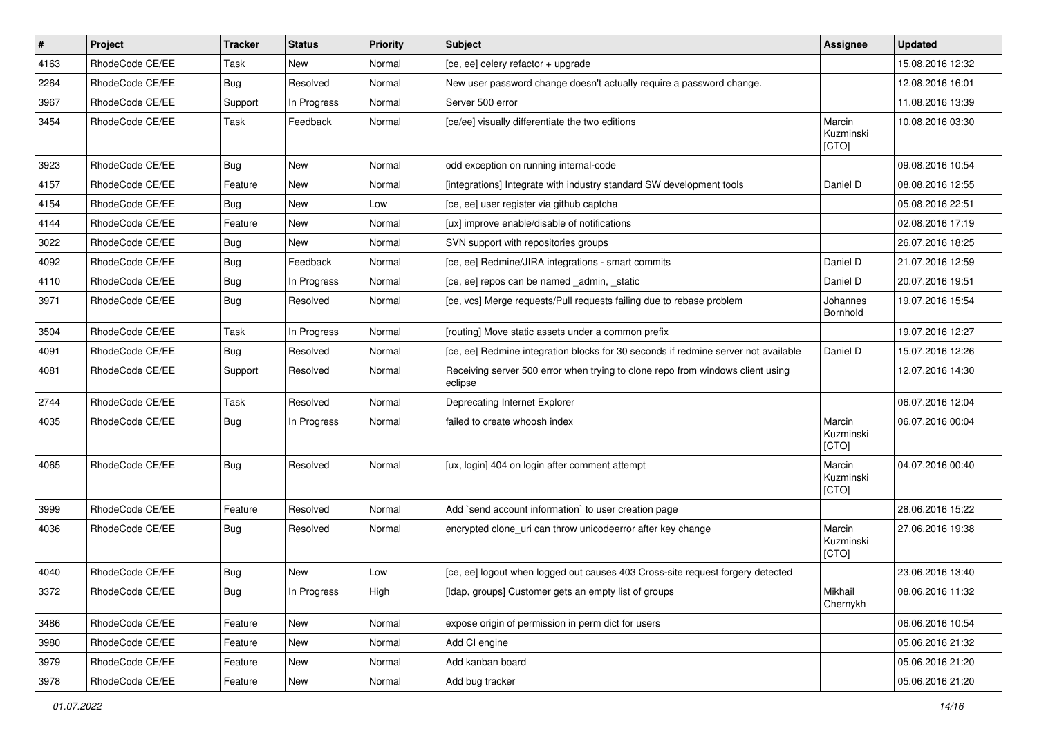| # | Project | Tracker | Status | Priority | Subject | Assignee | Updated |
|---|---|---|---|---|---|---|---|
| 4163 | RhodeCode CE/EE | Task | New | Normal | [ce, ee] celery refactor + upgrade | | 15.08.2016 12:32 |
| 2264 | RhodeCode CE/EE | Bug | Resolved | Normal | New user password change doesn't actually require a password change. | | 12.08.2016 16:01 |
| 3967 | RhodeCode CE/EE | Support | In Progress | Normal | Server 500 error | | 11.08.2016 13:39 |
| 3454 | RhodeCode CE/EE | Task | Feedback | Normal | [ce/ee] visually differentiate the two editions | Marcin Kuzminski [CTO] | 10.08.2016 03:30 |
| 3923 | RhodeCode CE/EE | Bug | New | Normal | odd exception on running internal-code | | 09.08.2016 10:54 |
| 4157 | RhodeCode CE/EE | Feature | New | Normal | [integrations] Integrate with industry standard SW development tools | Daniel D | 08.08.2016 12:55 |
| 4154 | RhodeCode CE/EE | Bug | New | Low | [ce, ee] user register via github captcha | | 05.08.2016 22:51 |
| 4144 | RhodeCode CE/EE | Feature | New | Normal | [ux] improve enable/disable of notifications | | 02.08.2016 17:19 |
| 3022 | RhodeCode CE/EE | Bug | New | Normal | SVN support with repositories groups | | 26.07.2016 18:25 |
| 4092 | RhodeCode CE/EE | Bug | Feedback | Normal | [ce, ee] Redmine/JIRA integrations - smart commits | Daniel D | 21.07.2016 12:59 |
| 4110 | RhodeCode CE/EE | Bug | In Progress | Normal | [ce, ee] repos can be named _admin, _static | Daniel D | 20.07.2016 19:51 |
| 3971 | RhodeCode CE/EE | Bug | Resolved | Normal | [ce, vcs] Merge requests/Pull requests failing due to rebase problem | Johannes Bornhold | 19.07.2016 15:54 |
| 3504 | RhodeCode CE/EE | Task | In Progress | Normal | [routing] Move static assets under a common prefix | | 19.07.2016 12:27 |
| 4091 | RhodeCode CE/EE | Bug | Resolved | Normal | [ce, ee] Redmine integration blocks for 30 seconds if redmine server not available | Daniel D | 15.07.2016 12:26 |
| 4081 | RhodeCode CE/EE | Support | Resolved | Normal | Receiving server 500 error when trying to clone repo from windows client using eclipse | | 12.07.2016 14:30 |
| 2744 | RhodeCode CE/EE | Task | Resolved | Normal | Deprecating Internet Explorer | | 06.07.2016 12:04 |
| 4035 | RhodeCode CE/EE | Bug | In Progress | Normal | failed to create whoosh index | Marcin Kuzminski [CTO] | 06.07.2016 00:04 |
| 4065 | RhodeCode CE/EE | Bug | Resolved | Normal | [ux, login] 404 on login after comment attempt | Marcin Kuzminski [CTO] | 04.07.2016 00:40 |
| 3999 | RhodeCode CE/EE | Feature | Resolved | Normal | Add `send account information` to user creation page | | 28.06.2016 15:22 |
| 4036 | RhodeCode CE/EE | Bug | Resolved | Normal | encrypted clone_uri can throw unicodeerror after key change | Marcin Kuzminski [CTO] | 27.06.2016 19:38 |
| 4040 | RhodeCode CE/EE | Bug | New | Low | [ce, ee] logout when logged out causes 403 Cross-site request forgery detected | | 23.06.2016 13:40 |
| 3372 | RhodeCode CE/EE | Bug | In Progress | High | [ldap, groups] Customer gets an empty list of groups | Mikhail Chernykh | 08.06.2016 11:32 |
| 3486 | RhodeCode CE/EE | Feature | New | Normal | expose origin of permission in perm dict for users | | 06.06.2016 10:54 |
| 3980 | RhodeCode CE/EE | Feature | New | Normal | Add CI engine | | 05.06.2016 21:32 |
| 3979 | RhodeCode CE/EE | Feature | New | Normal | Add kanban board | | 05.06.2016 21:20 |
| 3978 | RhodeCode CE/EE | Feature | New | Normal | Add bug tracker | | 05.06.2016 21:20 |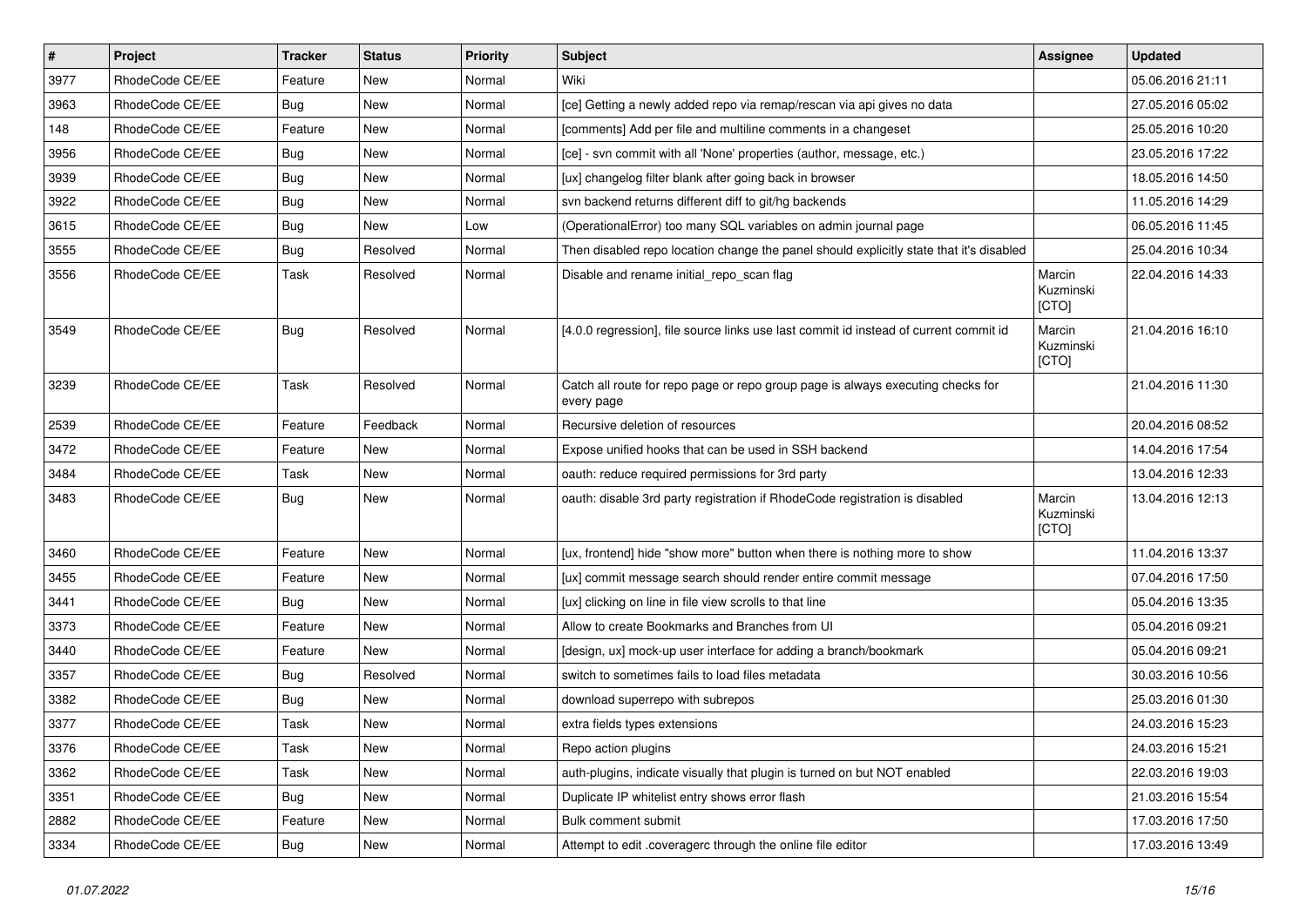| # | Project | Tracker | Status | Priority | Subject | Assignee | Updated |
|---|---|---|---|---|---|---|---|
| 3977 | RhodeCode CE/EE | Feature | New | Normal | Wiki | | 05.06.2016 21:11 |
| 3963 | RhodeCode CE/EE | Bug | New | Normal | [ce] Getting a newly added repo via remap/rescan via api gives no data | | 27.05.2016 05:02 |
| 148 | RhodeCode CE/EE | Feature | New | Normal | [comments] Add per file and multiline comments in a changeset | | 25.05.2016 10:20 |
| 3956 | RhodeCode CE/EE | Bug | New | Normal | [ce] - svn commit with all 'None' properties (author, message, etc.) | | 23.05.2016 17:22 |
| 3939 | RhodeCode CE/EE | Bug | New | Normal | [ux] changelog filter blank after going back in browser | | 18.05.2016 14:50 |
| 3922 | RhodeCode CE/EE | Bug | New | Normal | svn backend returns different diff to git/hg backends | | 11.05.2016 14:29 |
| 3615 | RhodeCode CE/EE | Bug | New | Low | (OperationalError) too many SQL variables on admin journal page | | 06.05.2016 11:45 |
| 3555 | RhodeCode CE/EE | Bug | Resolved | Normal | Then disabled repo location change the panel should explicitly state that it's disabled | | 25.04.2016 10:34 |
| 3556 | RhodeCode CE/EE | Task | Resolved | Normal | Disable and rename initial_repo_scan flag | Marcin Kuzminski [CTO] | 22.04.2016 14:33 |
| 3549 | RhodeCode CE/EE | Bug | Resolved | Normal | [4.0.0 regression], file source links use last commit id instead of current commit id | Marcin Kuzminski [CTO] | 21.04.2016 16:10 |
| 3239 | RhodeCode CE/EE | Task | Resolved | Normal | Catch all route for repo page or repo group page is always executing checks for every page | | 21.04.2016 11:30 |
| 2539 | RhodeCode CE/EE | Feature | Feedback | Normal | Recursive deletion of resources | | 20.04.2016 08:52 |
| 3472 | RhodeCode CE/EE | Feature | New | Normal | Expose unified hooks that can be used in SSH backend | | 14.04.2016 17:54 |
| 3484 | RhodeCode CE/EE | Task | New | Normal | oauth: reduce required permissions for 3rd party | | 13.04.2016 12:33 |
| 3483 | RhodeCode CE/EE | Bug | New | Normal | oauth: disable 3rd party registration if RhodeCode registration is disabled | Marcin Kuzminski [CTO] | 13.04.2016 12:13 |
| 3460 | RhodeCode CE/EE | Feature | New | Normal | [ux, frontend] hide "show more" button when there is nothing more to show | | 11.04.2016 13:37 |
| 3455 | RhodeCode CE/EE | Feature | New | Normal | [ux] commit message search should render entire commit message | | 07.04.2016 17:50 |
| 3441 | RhodeCode CE/EE | Bug | New | Normal | [ux] clicking on line in file view scrolls to that line | | 05.04.2016 13:35 |
| 3373 | RhodeCode CE/EE | Feature | New | Normal | Allow to create Bookmarks and Branches from UI | | 05.04.2016 09:21 |
| 3440 | RhodeCode CE/EE | Feature | New | Normal | [design, ux] mock-up user interface for adding a branch/bookmark | | 05.04.2016 09:21 |
| 3357 | RhodeCode CE/EE | Bug | Resolved | Normal | switch to sometimes fails to load files metadata | | 30.03.2016 10:56 |
| 3382 | RhodeCode CE/EE | Bug | New | Normal | download superrepo with subrepos | | 25.03.2016 01:30 |
| 3377 | RhodeCode CE/EE | Task | New | Normal | extra fields types extensions | | 24.03.2016 15:23 |
| 3376 | RhodeCode CE/EE | Task | New | Normal | Repo action plugins | | 24.03.2016 15:21 |
| 3362 | RhodeCode CE/EE | Task | New | Normal | auth-plugins, indicate visually that plugin is turned on but NOT enabled | | 22.03.2016 19:03 |
| 3351 | RhodeCode CE/EE | Bug | New | Normal | Duplicate IP whitelist entry shows error flash | | 21.03.2016 15:54 |
| 2882 | RhodeCode CE/EE | Feature | New | Normal | Bulk comment submit | | 17.03.2016 17:50 |
| 3334 | RhodeCode CE/EE | Bug | New | Normal | Attempt to edit .coveragerc through the online file editor | | 17.03.2016 13:49 |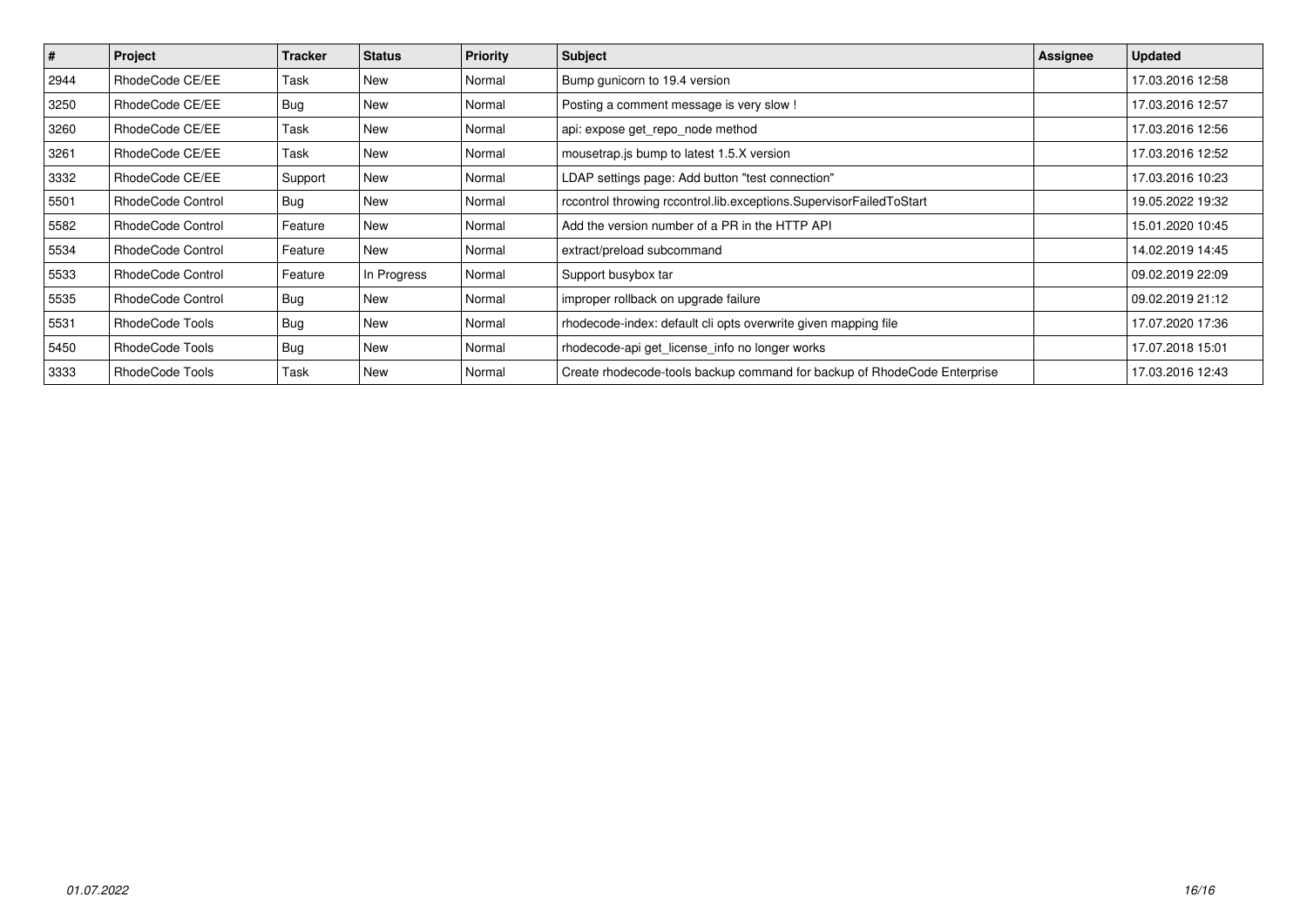| # | Project | Tracker | Status | Priority | Subject | Assignee | Updated |
|---|---|---|---|---|---|---|---|
| 2944 | RhodeCode CE/EE | Task | New | Normal | Bump gunicorn to 19.4 version | | 17.03.2016 12:58 |
| 3250 | RhodeCode CE/EE | Bug | New | Normal | Posting a comment message is very slow ! | | 17.03.2016 12:57 |
| 3260 | RhodeCode CE/EE | Task | New | Normal | api: expose get_repo_node method | | 17.03.2016 12:56 |
| 3261 | RhodeCode CE/EE | Task | New | Normal | mousetrap.js bump to latest 1.5.X version | | 17.03.2016 12:52 |
| 3332 | RhodeCode CE/EE | Support | New | Normal | LDAP settings page: Add button "test connection" | | 17.03.2016 10:23 |
| 5501 | RhodeCode Control | Bug | New | Normal | rccontrol throwing rccontrol.lib.exceptions.SupervisorFailedToStart | | 19.05.2022 19:32 |
| 5582 | RhodeCode Control | Feature | New | Normal | Add the version number of a PR in the HTTP API | | 15.01.2020 10:45 |
| 5534 | RhodeCode Control | Feature | New | Normal | extract/preload subcommand | | 14.02.2019 14:45 |
| 5533 | RhodeCode Control | Feature | In Progress | Normal | Support busybox tar | | 09.02.2019 22:09 |
| 5535 | RhodeCode Control | Bug | New | Normal | improper rollback on upgrade failure | | 09.02.2019 21:12 |
| 5531 | RhodeCode Tools | Bug | New | Normal | rhodecode-index: default cli opts overwrite given mapping file | | 17.07.2020 17:36 |
| 5450 | RhodeCode Tools | Bug | New | Normal | rhodecode-api get_license_info no longer works | | 17.07.2018 15:01 |
| 3333 | RhodeCode Tools | Task | New | Normal | Create rhodecode-tools backup command for backup of RhodeCode Enterprise | | 17.03.2016 12:43 |

01.07.2022